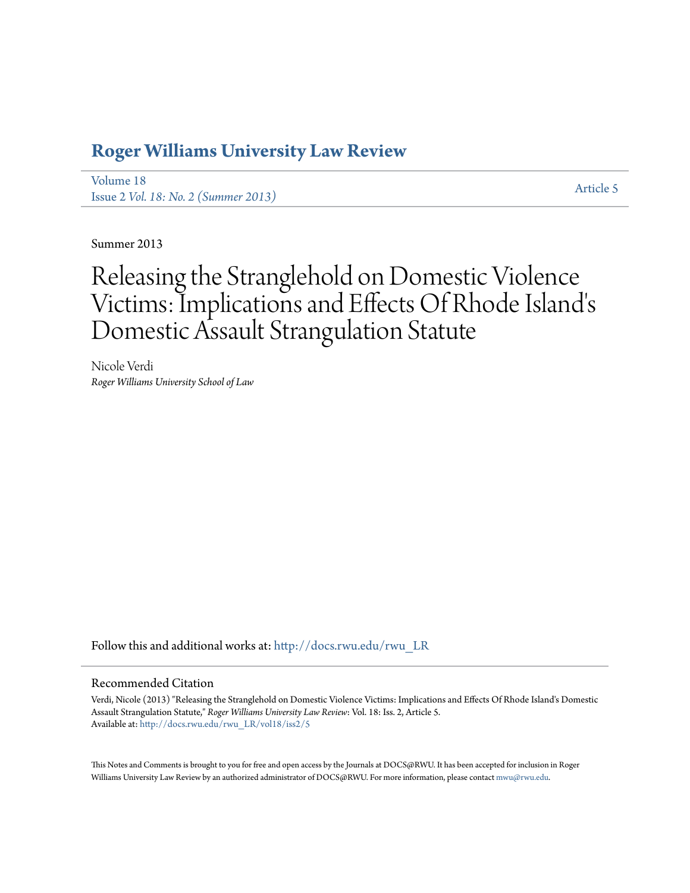# Roger Williams University Law Review

Volume 18
Issue 2 *Vol. 18: No. 2 (Summer 2013)*

Article 5

Summer 2013

# Releasing the Stranglehold on Domestic Violence Victims: Implications and Effects Of Rhode Island's Domestic Assault Strangulation Statute

Nicole Verdi
*Roger Williams University School of Law*

Follow this and additional works at: http://docs.rwu.edu/rwu_LR

## Recommended Citation

Verdi, Nicole (2013) "Releasing the Stranglehold on Domestic Violence Victims: Implications and Effects Of Rhode Island's Domestic Assault Strangulation Statute," *Roger Williams University Law Review*: Vol. 18: Iss. 2, Article 5.
Available at: http://docs.rwu.edu/rwu_LR/vol18/iss2/5

This Notes and Comments is brought to you for free and open access by the Journals at DOCS@RWU. It has been accepted for inclusion in Roger Williams University Law Review by an authorized administrator of DOCS@RWU. For more information, please contact mwu@rwu.edu.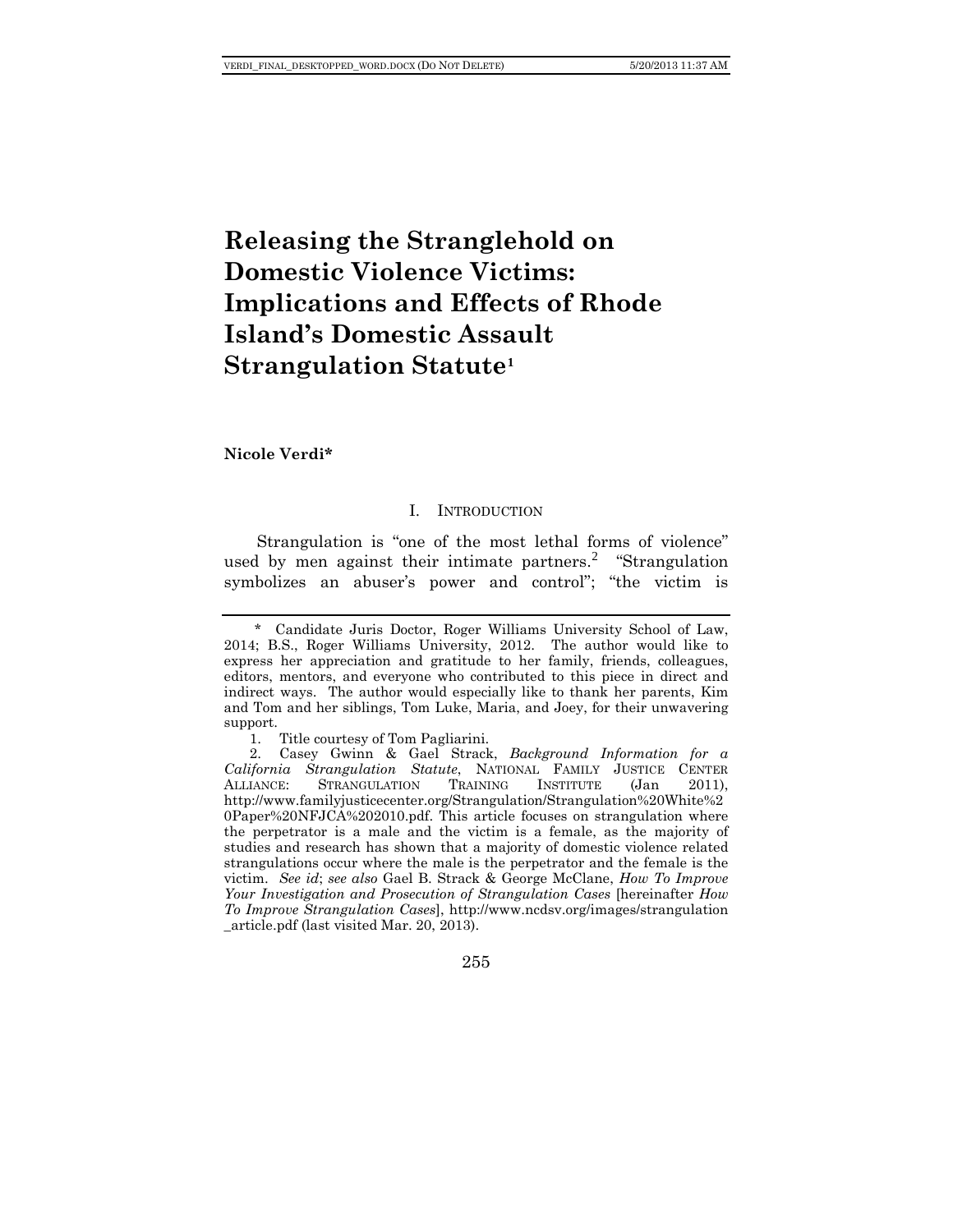# Releasing the Stranglehold on Domestic Violence Victims: Implications and Effects of Rhode Island's Domestic Assault Strangulation Statute[1]

**Nicole Verdi***

## I. Introduction

Strangulation is "one of the most lethal forms of violence" used by men against their intimate partners.[2] "Strangulation symbolizes an abuser's power and control"; "the victim is

---

\* Candidate Juris Doctor, Roger Williams University School of Law, 2014; B.S., Roger Williams University, 2012. The author would like to express her appreciation and gratitude to her family, friends, colleagues, editors, mentors, and everyone who contributed to this piece in direct and indirect ways. The author would especially like to thank her parents, Kim and Tom and her siblings, Tom Luke, Maria, and Joey, for their unwavering support.

1. Title courtesy of Tom Pagliarini.

2. Casey Gwinn & Gael Strack, *Background Information for a California Strangulation Statute*, NATIONAL FAMILY JUSTICE CENTER ALLIANCE: STRANGULATION TRAINING INSTITUTE (Jan 2011), http://www.familyjusticecenter.org/Strangulation/Strangulation%20White%20Paper%20NFJCA%202010.pdf. This article focuses on strangulation where the perpetrator is a male and the victim is a female, as the majority of studies and research has shown that a majority of domestic violence related strangulations occur where the male is the perpetrator and the female is the victim. *See id*; *see also* Gael B. Strack & George McClane, *How To Improve Your Investigation and Prosecution of Strangulation Cases* [hereinafter *How To Improve Strangulation Cases*], http://www.ncdsv.org/images/strangulation_article.pdf (last visited Mar. 20, 2013).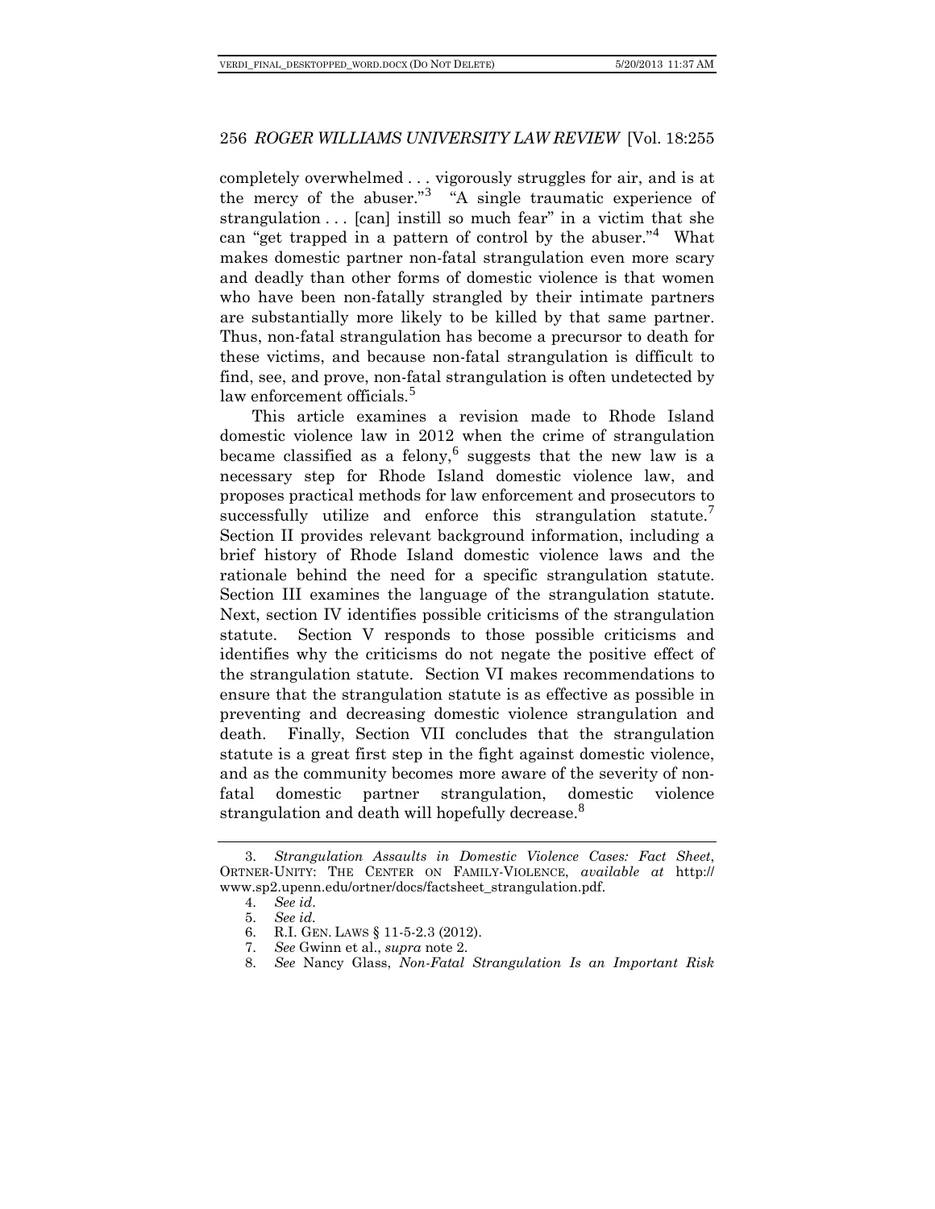completely overwhelmed . . . vigorously struggles for air, and is at the mercy of the abuser."[3] "A single traumatic experience of strangulation . . . [can] instill so much fear" in a victim that she can "get trapped in a pattern of control by the abuser."[4] What makes domestic partner non-fatal strangulation even more scary and deadly than other forms of domestic violence is that women who have been non-fatally strangled by their intimate partners are substantially more likely to be killed by that same partner. Thus, non-fatal strangulation has become a precursor to death for these victims, and because non-fatal strangulation is difficult to find, see, and prove, non-fatal strangulation is often undetected by law enforcement officials.[5]

This article examines a revision made to Rhode Island domestic violence law in 2012 when the crime of strangulation became classified as a felony,[6] suggests that the new law is a necessary step for Rhode Island domestic violence law, and proposes practical methods for law enforcement and prosecutors to successfully utilize and enforce this strangulation statute.[7] Section II provides relevant background information, including a brief history of Rhode Island domestic violence laws and the rationale behind the need for a specific strangulation statute. Section III examines the language of the strangulation statute. Next, section IV identifies possible criticisms of the strangulation statute. Section V responds to those possible criticisms and identifies why the criticisms do not negate the positive effect of the strangulation statute. Section VI makes recommendations to ensure that the strangulation statute is as effective as possible in preventing and decreasing domestic violence strangulation and death. Finally, Section VII concludes that the strangulation statute is a great first step in the fight against domestic violence, and as the community becomes more aware of the severity of non-fatal domestic partner strangulation, domestic violence strangulation and death will hopefully decrease.[8]

---

3. *Strangulation Assaults in Domestic Violence Cases: Fact Sheet*, ORTNER-UNITY: THE CENTER ON FAMILY-VIOLENCE, *available at* http://www.sp2.upenn.edu/ortner/docs/factsheet_strangulation.pdf.
4. *See id*.
5. *See id*.
6. R.I. GEN. LAWS § 11-5-2.3 (2012).
7. *See* Gwinn et al., *supra* note 2.
8. *See* Nancy Glass, *Non-Fatal Strangulation Is an Important Risk*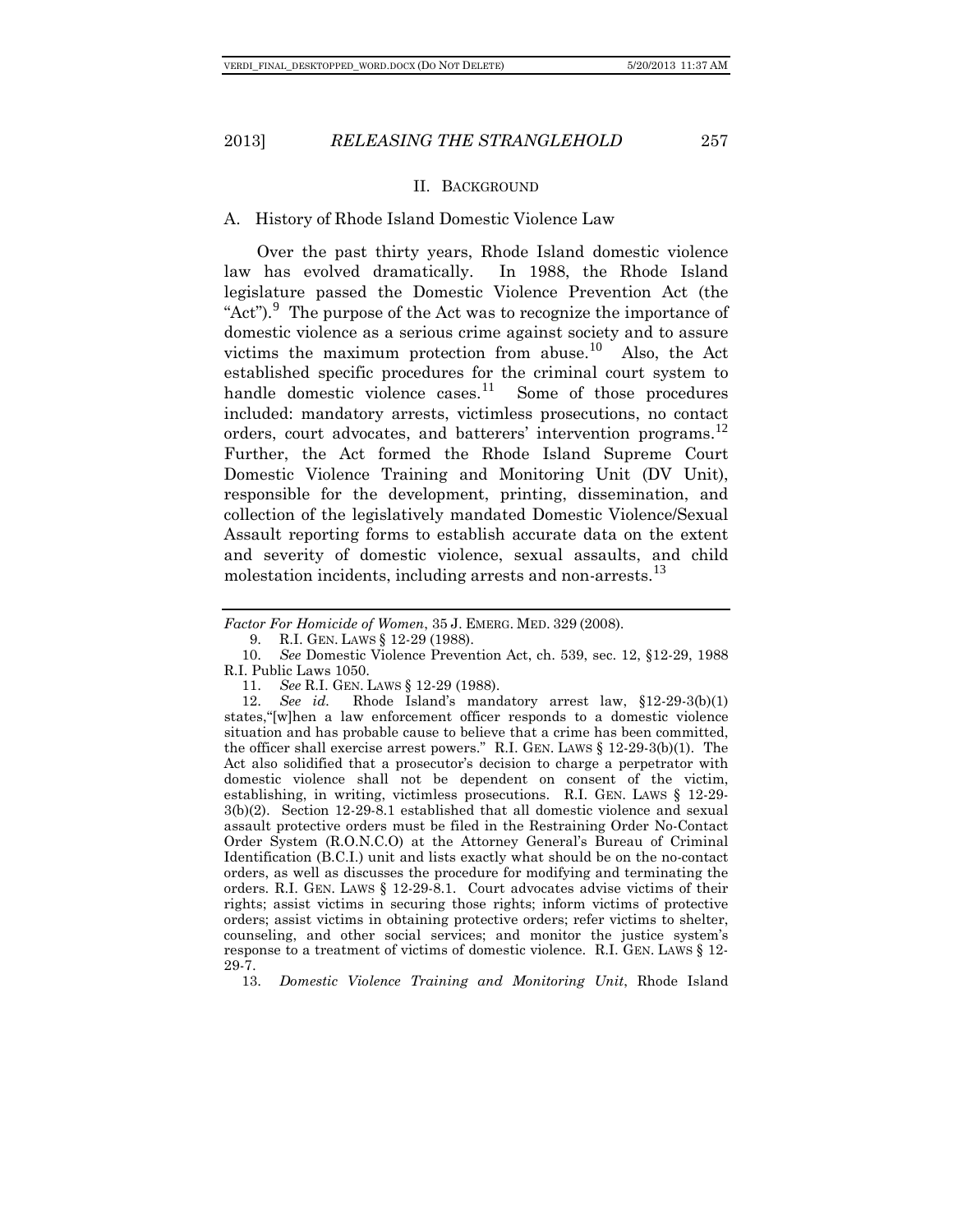## II. BACKGROUND

### A. History of Rhode Island Domestic Violence Law

Over the past thirty years, Rhode Island domestic violence law has evolved dramatically. In 1988, the Rhode Island legislature passed the Domestic Violence Prevention Act (the "Act").[9] The purpose of the Act was to recognize the importance of domestic violence as a serious crime against society and to assure victims the maximum protection from abuse.[10] Also, the Act established specific procedures for the criminal court system to handle domestic violence cases.[11] Some of those procedures included: mandatory arrests, victimless prosecutions, no contact orders, court advocates, and batterers' intervention programs.[12] Further, the Act formed the Rhode Island Supreme Court Domestic Violence Training and Monitoring Unit (DV Unit), responsible for the development, printing, dissemination, and collection of the legislatively mandated Domestic Violence/Sexual Assault reporting forms to establish accurate data on the extent and severity of domestic violence, sexual assaults, and child molestation incidents, including arrests and non-arrests.[13]

---

*Factor For Homicide of Women*, 35 J. EMERG. MED. 329 (2008).

9. R.I. GEN. LAWS § 12-29 (1988).

10. *See* Domestic Violence Prevention Act, ch. 539, sec. 12, §12-29, 1988 R.I. Public Laws 1050.

11. *See* R.I. GEN. LAWS § 12-29 (1988).

12. *See id.* Rhode Island's mandatory arrest law, §12-29-3(b)(1) states,"[w]hen a law enforcement officer responds to a domestic violence situation and has probable cause to believe that a crime has been committed, the officer shall exercise arrest powers." R.I. GEN. LAWS § 12-29-3(b)(1). The Act also solidified that a prosecutor's decision to charge a perpetrator with domestic violence shall not be dependent on consent of the victim, establishing, in writing, victimless prosecutions. R.I. GEN. LAWS § 12-29-3(b)(2). Section 12-29-8.1 established that all domestic violence and sexual assault protective orders must be filed in the Restraining Order No-Contact Order System (R.O.N.C.O) at the Attorney General's Bureau of Criminal Identification (B.C.I.) unit and lists exactly what should be on the no-contact orders, as well as discusses the procedure for modifying and terminating the orders. R.I. GEN. LAWS § 12-29-8.1. Court advocates advise victims of their rights; assist victims in securing those rights; inform victims of protective orders; assist victims in obtaining protective orders; refer victims to shelter, counseling, and other social services; and monitor the justice system's response to a treatment of victims of domestic violence. R.I. GEN. LAWS § 12-29-7.

13. *Domestic Violence Training and Monitoring Unit*, Rhode Island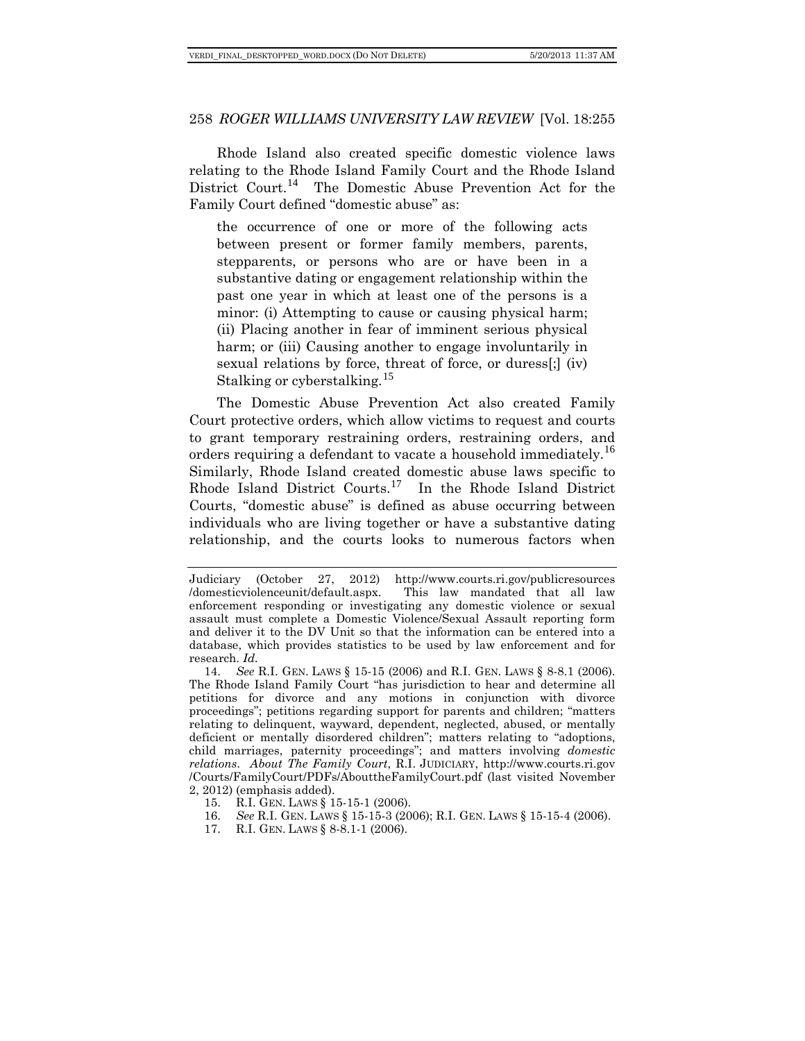Rhode Island also created specific domestic violence laws relating to the Rhode Island Family Court and the Rhode Island District Court.[14] The Domestic Abuse Prevention Act for the Family Court defined "domestic abuse" as:

> the occurrence of one or more of the following acts between present or former family members, parents, stepparents, or persons who are or have been in a substantive dating or engagement relationship within the past one year in which at least one of the persons is a minor: (i) Attempting to cause or causing physical harm; (ii) Placing another in fear of imminent serious physical harm; or (iii) Causing another to engage involuntarily in sexual relations by force, threat of force, or duress[;] (iv) Stalking or cyberstalking.[15]

The Domestic Abuse Prevention Act also created Family Court protective orders, which allow victims to request and courts to grant temporary restraining orders, restraining orders, and orders requiring a defendant to vacate a household immediately.[16] Similarly, Rhode Island created domestic abuse laws specific to Rhode Island District Courts.[17] In the Rhode Island District Courts, "domestic abuse" is defined as abuse occurring between individuals who are living together or have a substantive dating relationship, and the courts looks to numerous factors when

---

Judiciary (October 27, 2012) http://www.courts.ri.gov/publicresources/domesticviolenceunit/default.aspx. This law mandated that all law enforcement responding or investigating any domestic violence or sexual assault must complete a Domestic Violence/Sexual Assault reporting form and deliver it to the DV Unit so that the information can be entered into a database, which provides statistics to be used by law enforcement and for research. *Id.*

14. *See* R.I. GEN. LAWS § 15-15 (2006) and R.I. GEN. LAWS § 8-8.1 (2006). The Rhode Island Family Court "has jurisdiction to hear and determine all petitions for divorce and any motions in conjunction with divorce proceedings"; petitions regarding support for parents and children; "matters relating to delinquent, wayward, dependent, neglected, abused, or mentally deficient or mentally disordered children"; matters relating to "adoptions, child marriages, paternity proceedings"; and matters involving *domestic relations*. *About The Family Court*, R.I. JUDICIARY, http://www.courts.ri.gov/Courts/FamilyCourt/PDFs/AbouttheFamilyCourt.pdf (last visited November 2, 2012) (emphasis added).

15. R.I. GEN. LAWS § 15-15-1 (2006).

16. *See* R.I. GEN. LAWS § 15-15-3 (2006); R.I. GEN. LAWS § 15-15-4 (2006).

17. R.I. GEN. LAWS § 8-8.1-1 (2006).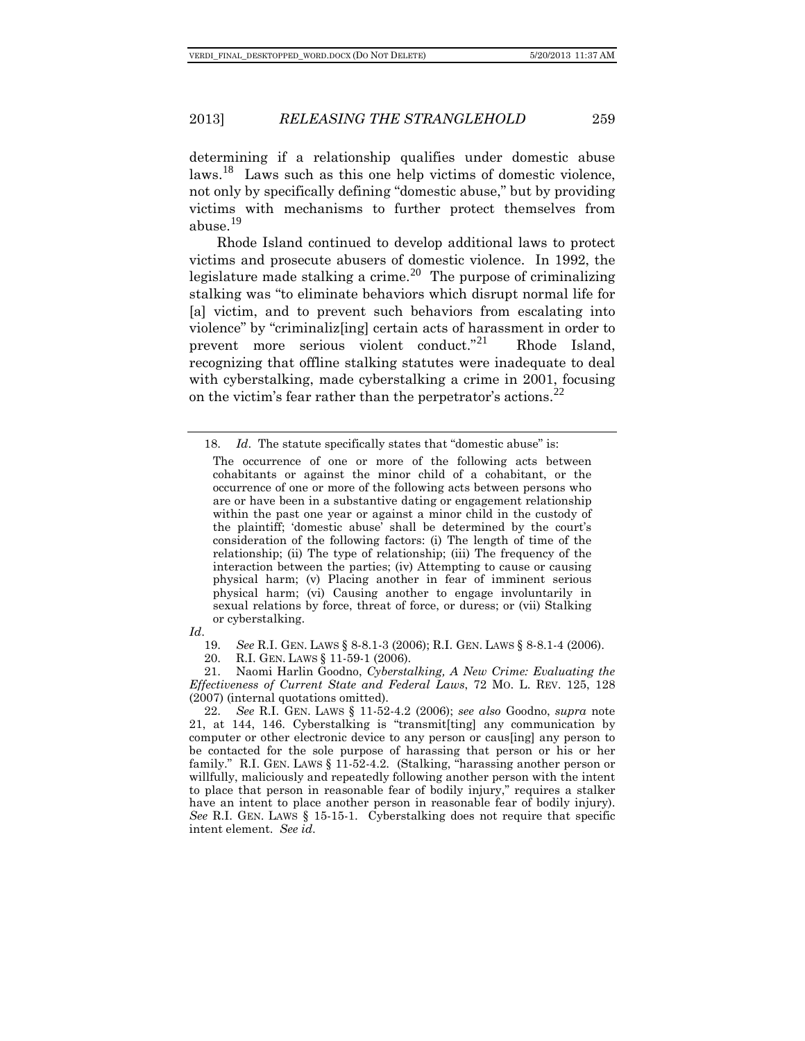determining if a relationship qualifies under domestic abuse laws.[18] Laws such as this one help victims of domestic violence, not only by specifically defining "domestic abuse," but by providing victims with mechanisms to further protect themselves from abuse.[19]

Rhode Island continued to develop additional laws to protect victims and prosecute abusers of domestic violence. In 1992, the legislature made stalking a crime.[20] The purpose of criminalizing stalking was "to eliminate behaviors which disrupt normal life for [a] victim, and to prevent such behaviors from escalating into violence" by "criminaliz[ing] certain acts of harassment in order to prevent more serious violent conduct."[21] Rhode Island, recognizing that offline stalking statutes were inadequate to deal with cyberstalking, made cyberstalking a crime in 2001, focusing on the victim's fear rather than the perpetrator's actions.[22]

---

18. *Id*. The statute specifically states that "domestic abuse" is:

> The occurrence of one or more of the following acts between cohabitants or against the minor child of a cohabitant, or the occurrence of one or more of the following acts between persons who are or have been in a substantive dating or engagement relationship within the past one year or against a minor child in the custody of the plaintiff; 'domestic abuse' shall be determined by the court's consideration of the following factors: (i) The length of time of the relationship; (ii) The type of relationship; (iii) The frequency of the interaction between the parties; (iv) Attempting to cause or causing physical harm; (v) Placing another in fear of imminent serious physical harm; (vi) Causing another to engage involuntarily in sexual relations by force, threat of force, or duress; or (vii) Stalking or cyberstalking.

*Id*.

19. *See* R.I. GEN. LAWS § 8-8.1-3 (2006); R.I. GEN. LAWS § 8-8.1-4 (2006).

20. R.I. GEN. LAWS § 11-59-1 (2006).

21. Naomi Harlin Goodno, *Cyberstalking, A New Crime: Evaluating the Effectiveness of Current State and Federal Laws*, 72 MO. L. REV. 125, 128 (2007) (internal quotations omitted).

22. *See* R.I. GEN. LAWS § 11-52-4.2 (2006); *see also* Goodno, *supra* note 21, at 144, 146. Cyberstalking is "transmit[ting] any communication by computer or other electronic device to any person or caus[ing] any person to be contacted for the sole purpose of harassing that person or his or her family." R.I. GEN. LAWS § 11-52-4.2. (Stalking, "harassing another person or willfully, maliciously and repeatedly following another person with the intent to place that person in reasonable fear of bodily injury," requires a stalker have an intent to place another person in reasonable fear of bodily injury). *See* R.I. GEN. LAWS § 15-15-1. Cyberstalking does not require that specific intent element. *See id.*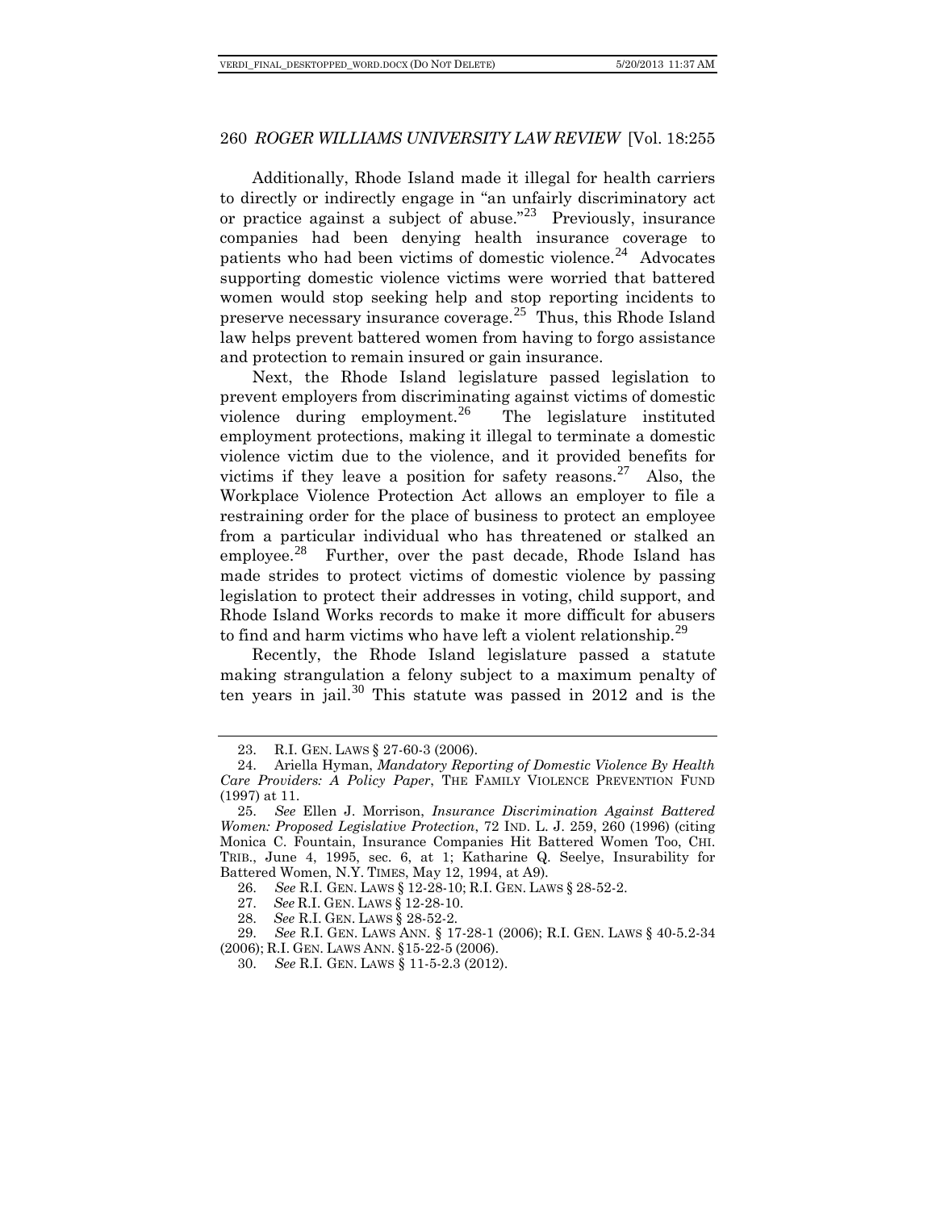Additionally, Rhode Island made it illegal for health carriers to directly or indirectly engage in "an unfairly discriminatory act or practice against a subject of abuse."[23] Previously, insurance companies had been denying health insurance coverage to patients who had been victims of domestic violence.[24] Advocates supporting domestic violence victims were worried that battered women would stop seeking help and stop reporting incidents to preserve necessary insurance coverage.[25] Thus, this Rhode Island law helps prevent battered women from having to forgo assistance and protection to remain insured or gain insurance.

Next, the Rhode Island legislature passed legislation to prevent employers from discriminating against victims of domestic violence during employment.[26] The legislature instituted employment protections, making it illegal to terminate a domestic violence victim due to the violence, and it provided benefits for victims if they leave a position for safety reasons.[27] Also, the Workplace Violence Protection Act allows an employer to file a restraining order for the place of business to protect an employee from a particular individual who has threatened or stalked an employee.[28] Further, over the past decade, Rhode Island has made strides to protect victims of domestic violence by passing legislation to protect their addresses in voting, child support, and Rhode Island Works records to make it more difficult for abusers to find and harm victims who have left a violent relationship.[29]

Recently, the Rhode Island legislature passed a statute making strangulation a felony subject to a maximum penalty of ten years in jail.[30] This statute was passed in 2012 and is the

---

23. R.I. GEN. LAWS § 27-60-3 (2006).

24. Ariella Hyman, *Mandatory Reporting of Domestic Violence By Health Care Providers: A Policy Paper*, THE FAMILY VIOLENCE PREVENTION FUND (1997) at 11.

25. *See* Ellen J. Morrison, *Insurance Discrimination Against Battered Women: Proposed Legislative Protection*, 72 IND. L. J. 259, 260 (1996) (citing Monica C. Fountain, Insurance Companies Hit Battered Women Too, CHI. TRIB., June 4, 1995, sec. 6, at 1; Katharine Q. Seelye, Insurability for Battered Women, N.Y. TIMES, May 12, 1994, at A9).

26. *See* R.I. GEN. LAWS § 12-28-10; R.I. GEN. LAWS § 28-52-2.

27. *See* R.I. GEN. LAWS § 12-28-10.

28. *See* R.I. GEN. LAWS § 28-52-2.

29. *See* R.I. GEN. LAWS ANN. § 17-28-1 (2006); R.I. GEN. LAWS § 40-5.2-34 (2006); R.I. GEN. LAWS ANN. §15-22-5 (2006).

30. *See* R.I. GEN. LAWS § 11-5-2.3 (2012).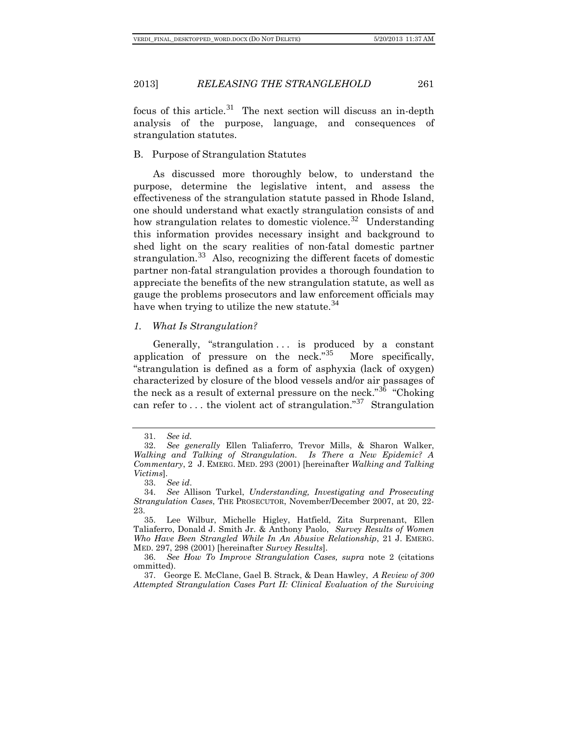focus of this article.[31] The next section will discuss an in-depth analysis of the purpose, language, and consequences of strangulation statutes.

## B. Purpose of Strangulation Statutes

As discussed more thoroughly below, to understand the purpose, determine the legislative intent, and assess the effectiveness of the strangulation statute passed in Rhode Island, one should understand what exactly strangulation consists of and how strangulation relates to domestic violence.[32] Understanding this information provides necessary insight and background to shed light on the scary realities of non-fatal domestic partner strangulation.[33] Also, recognizing the different facets of domestic partner non-fatal strangulation provides a thorough foundation to appreciate the benefits of the new strangulation statute, as well as gauge the problems prosecutors and law enforcement officials may have when trying to utilize the new statute.[34]

### *1. What Is Strangulation?*

Generally, "strangulation . . . is produced by a constant application of pressure on the neck."[35] More specifically, "strangulation is defined as a form of asphyxia (lack of oxygen) characterized by closure of the blood vessels and/or air passages of the neck as a result of external pressure on the neck."[36] "Choking can refer to . . . the violent act of strangulation."[37] Strangulation

---

31. *See id.*

32. *See generally* Ellen Taliaferro, Trevor Mills, & Sharon Walker, *Walking and Talking of Strangulation. Is There a New Epidemic? A Commentary*, 2 J. EMERG. MED. 293 (2001) [hereinafter *Walking and Talking Victims*].

33. *See id*.

34. *See* Allison Turkel, *Understanding, Investigating and Prosecuting Strangulation Cases*, THE PROSECUTOR, November/December 2007, at 20, 22-23.

35. Lee Wilbur, Michelle Higley, Hatfield, Zita Surprenant, Ellen Taliaferro, Donald J. Smith Jr. & Anthony Paolo, *Survey Results of Women Who Have Been Strangled While In An Abusive Relationship*, 21 J. EMERG. MED. 297, 298 (2001) [hereinafter *Survey Results*].

36. *See How To Improve Strangulation Cases, supra* note 2 (citations ommitted).

37. George E. McClane, Gael B. Strack, & Dean Hawley, *A Review of 300 Attempted Strangulation Cases Part II: Clinical Evaluation of the Surviving*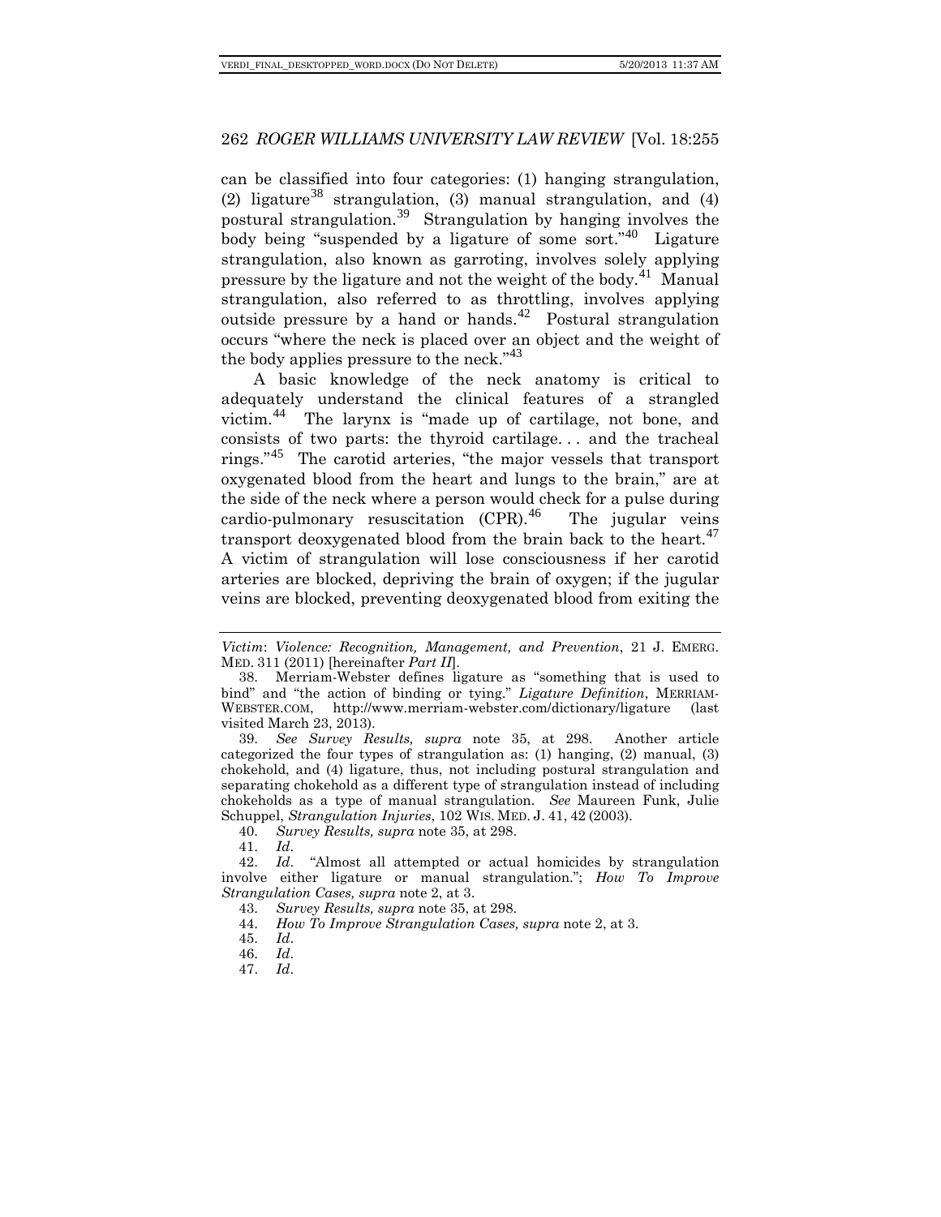can be classified into four categories: (1) hanging strangulation, (2) ligature[38] strangulation, (3) manual strangulation, and (4) postural strangulation.[39] Strangulation by hanging involves the body being "suspended by a ligature of some sort."[40] Ligature strangulation, also known as garroting, involves solely applying pressure by the ligature and not the weight of the body.[41] Manual strangulation, also referred to as throttling, involves applying outside pressure by a hand or hands.[42] Postural strangulation occurs "where the neck is placed over an object and the weight of the body applies pressure to the neck."[43]

A basic knowledge of the neck anatomy is critical to adequately understand the clinical features of a strangled victim.[44] The larynx is "made up of cartilage, not bone, and consists of two parts: the thyroid cartilage. . . and the tracheal rings."[45] The carotid arteries, "the major vessels that transport oxygenated blood from the heart and lungs to the brain," are at the side of the neck where a person would check for a pulse during cardio-pulmonary resuscitation (CPR).[46] The jugular veins transport deoxygenated blood from the brain back to the heart.[47] A victim of strangulation will lose consciousness if her carotid arteries are blocked, depriving the brain of oxygen; if the jugular veins are blocked, preventing deoxygenated blood from exiting the

---

*Victim*: *Violence: Recognition, Management, and Prevention*, 21 J. EMERG. MED. 311 (2011) [hereinafter *Part II*].

38. Merriam-Webster defines ligature as "something that is used to bind" and "the action of binding or tying." *Ligature Definition*, MERRIAM-WEBSTER.COM, http://www.merriam-webster.com/dictionary/ligature (last visited March 23, 2013).

39. *See Survey Results, supra* note 35, at 298. Another article categorized the four types of strangulation as: (1) hanging, (2) manual, (3) chokehold, and (4) ligature, thus, not including postural strangulation and separating chokehold as a different type of strangulation instead of including chokeholds as a type of manual strangulation. *See* Maureen Funk, Julie Schuppel, *Strangulation Injuries*, 102 WIS. MED. J. 41, 42 (2003).

40. *Survey Results, supra* note 35, at 298.

41. *Id*.

42. *Id*. "Almost all attempted or actual homicides by strangulation involve either ligature or manual strangulation."; *How To Improve Strangulation Cases, supra* note 2, at 3.

43. *Survey Results, supra* note 35, at 298.

44. *How To Improve Strangulation Cases, supra* note 2, at 3.

45. *Id*.

46. *Id*.

47. *Id*.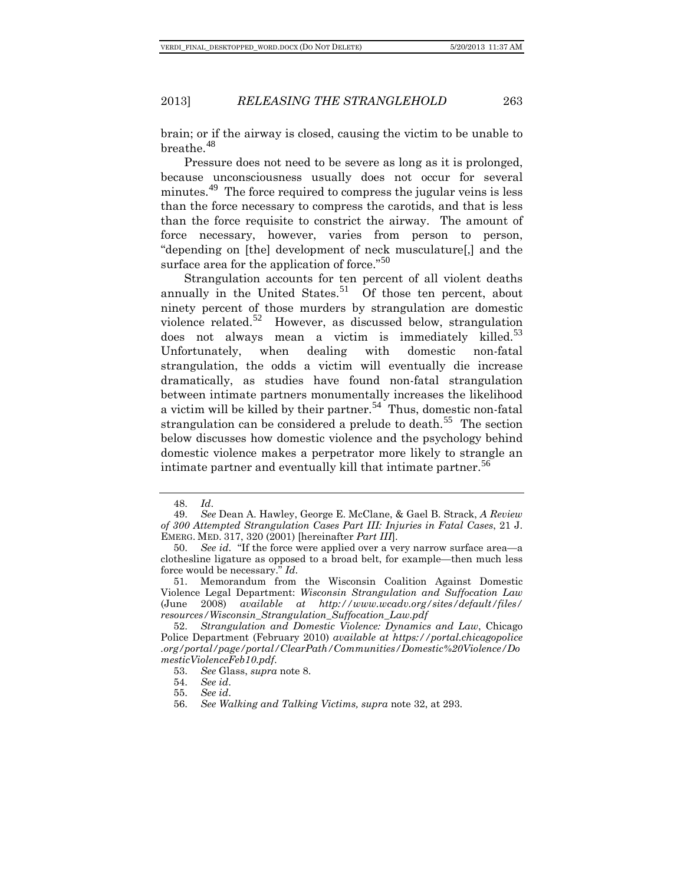brain; or if the airway is closed, causing the victim to be unable to breathe.[48]

Pressure does not need to be severe as long as it is prolonged, because unconsciousness usually does not occur for several minutes.[49] The force required to compress the jugular veins is less than the force necessary to compress the carotids, and that is less than the force requisite to constrict the airway. The amount of force necessary, however, varies from person to person, "depending on [the] development of neck musculature[,] and the surface area for the application of force."[50]

Strangulation accounts for ten percent of all violent deaths annually in the United States.[51] Of those ten percent, about ninety percent of those murders by strangulation are domestic violence related.[52] However, as discussed below, strangulation does not always mean a victim is immediately killed.[53] Unfortunately, when dealing with domestic non-fatal strangulation, the odds a victim will eventually die increase dramatically, as studies have found non-fatal strangulation between intimate partners monumentally increases the likelihood a victim will be killed by their partner.[54] Thus, domestic non-fatal strangulation can be considered a prelude to death.[55] The section below discusses how domestic violence and the psychology behind domestic violence makes a perpetrator more likely to strangle an intimate partner and eventually kill that intimate partner.[56]

---

48. *Id*.

49. *See* Dean A. Hawley, George E. McClane, & Gael B. Strack, *A Review of 300 Attempted Strangulation Cases Part III: Injuries in Fatal Cases*, 21 J. EMERG. MED. 317, 320 (2001) [hereinafter *Part III*].

50. *See id*. "If the force were applied over a very narrow surface area—a clothesline ligature as opposed to a broad belt, for example—then much less force would be necessary." *Id.*

51. Memorandum from the Wisconsin Coalition Against Domestic Violence Legal Department: *Wisconsin Strangulation and Suffocation Law* (June 2008) *available at http://www.wcadv.org/sites/default/files/resources/Wisconsin_Strangulation_Suffocation_Law.pdf*

52. *Strangulation and Domestic Violence: Dynamics and Law*, Chicago Police Department (February 2010) *available at https://portal.chicagopolice.org/portal/page/portal/ClearPath/Communities/Domestic%20Violence/DomesticViolenceFeb10.pdf*.

53. *See* Glass, *supra* note 8.

54. *See id*.

55. *See id*.

56. *See Walking and Talking Victims, supra* note 32, at 293.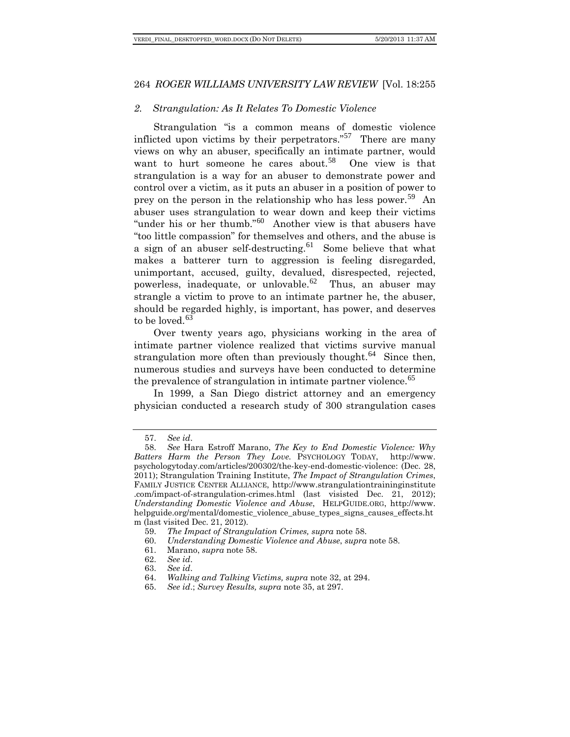### *2. Strangulation: As It Relates To Domestic Violence*

Strangulation "is a common means of domestic violence inflicted upon victims by their perpetrators."[57] There are many views on why an abuser, specifically an intimate partner, would want to hurt someone he cares about.[58] One view is that strangulation is a way for an abuser to demonstrate power and control over a victim, as it puts an abuser in a position of power to prey on the person in the relationship who has less power.[59] An abuser uses strangulation to wear down and keep their victims "under his or her thumb."[60] Another view is that abusers have "too little compassion" for themselves and others, and the abuse is a sign of an abuser self-destructing.[61] Some believe that what makes a batterer turn to aggression is feeling disregarded, unimportant, accused, guilty, devalued, disrespected, rejected, powerless, inadequate, or unlovable.[62] Thus, an abuser may strangle a victim to prove to an intimate partner he, the abuser, should be regarded highly, is important, has power, and deserves to be loved.[63]

Over twenty years ago, physicians working in the area of intimate partner violence realized that victims survive manual strangulation more often than previously thought.[64] Since then, numerous studies and surveys have been conducted to determine the prevalence of strangulation in intimate partner violence.[65]

In 1999, a San Diego district attorney and an emergency physician conducted a research study of 300 strangulation cases

---

57. *See id*.

58. *See* Hara Estroff Marano, *The Key to End Domestic Violence: Why Batters Harm the Person They Love.* PSYCHOLOGY TODAY, http://www.psychologytoday.com/articles/200302/the-key-end-domestic-violence: (Dec. 28, 2011); Strangulation Training Institute, *The Impact of Strangulation Crimes*, FAMILY JUSTICE CENTER ALLIANCE, http://www.strangulationtraininginstitute.com/impact-of-strangulation-crimes.html (last visisted Dec. 21, 2012); *Understanding Domestic Violence and Abuse*, HELPGUIDE.ORG, http://www.helpguide.org/mental/domestic_violence_abuse_types_signs_causes_effects.htm (last visited Dec. 21, 2012).

59. *The Impact of Strangulation Crimes, supra* note 58.

60. *Understanding Domestic Violence and Abuse*, *supra* note 58.

61. Marano, *supra* note 58.

62. *See id*.

63. *See id*.

64. *Walking and Talking Victims, supra* note 32, at 294.

65. *See id*.; *Survey Results, supra* note 35, at 297.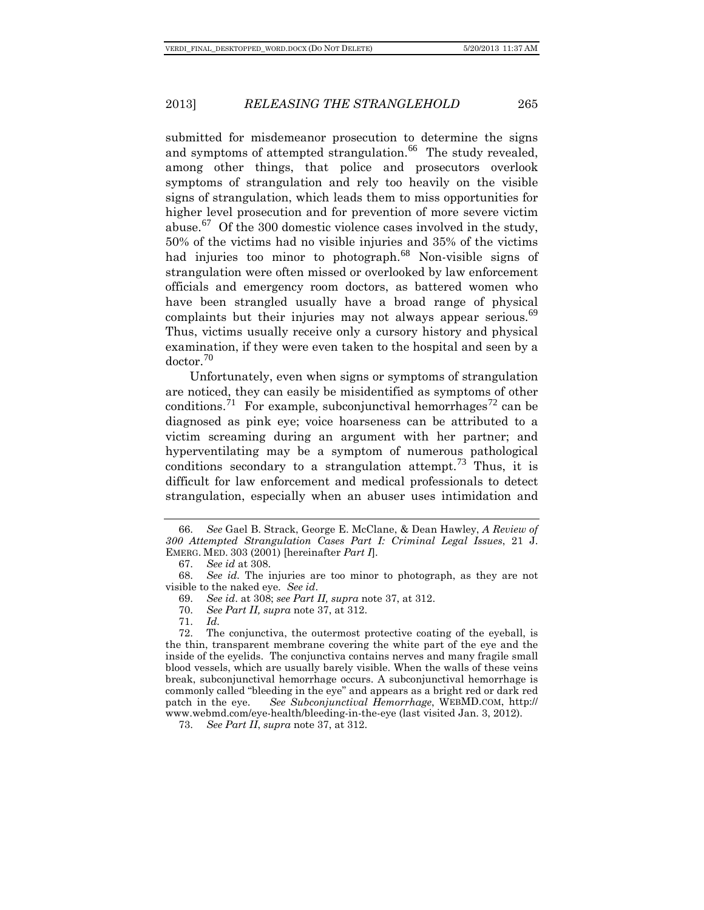submitted for misdemeanor prosecution to determine the signs and symptoms of attempted strangulation.[66] The study revealed, among other things, that police and prosecutors overlook symptoms of strangulation and rely too heavily on the visible signs of strangulation, which leads them to miss opportunities for higher level prosecution and for prevention of more severe victim abuse.[67] Of the 300 domestic violence cases involved in the study, 50% of the victims had no visible injuries and 35% of the victims had injuries too minor to photograph.[68] Non-visible signs of strangulation were often missed or overlooked by law enforcement officials and emergency room doctors, as battered women who have been strangled usually have a broad range of physical complaints but their injuries may not always appear serious.[69] Thus, victims usually receive only a cursory history and physical examination, if they were even taken to the hospital and seen by a doctor.[70]

Unfortunately, even when signs or symptoms of strangulation are noticed, they can easily be misidentified as symptoms of other conditions.[71] For example, subconjunctival hemorrhages[72] can be diagnosed as pink eye; voice hoarseness can be attributed to a victim screaming during an argument with her partner; and hyperventilating may be a symptom of numerous pathological conditions secondary to a strangulation attempt.[73] Thus, it is difficult for law enforcement and medical professionals to detect strangulation, especially when an abuser uses intimidation and

---

66. *See* Gael B. Strack, George E. McClane, & Dean Hawley, *A Review of 300 Attempted Strangulation Cases Part I: Criminal Legal Issues*, 21 J. EMERG. MED. 303 (2001) [hereinafter *Part I*].

67. *See id* at 308.

68. *See id*. The injuries are too minor to photograph, as they are not visible to the naked eye. *See id*.

69. *See id*. at 308; *see Part II, supra* note 37, at 312.

70. *See Part II, supra* note 37, at 312.

71. *Id.*

72. The conjunctiva, the outermost protective coating of the eyeball, is the thin, transparent membrane covering the white part of the eye and the inside of the eyelids. The conjunctiva contains nerves and many fragile small blood vessels, which are usually barely visible. When the walls of these veins break, subconjunctival hemorrhage occurs. A subconjunctival hemorrhage is commonly called "bleeding in the eye" and appears as a bright red or dark red patch in the eye. *See Subconjunctival Hemorrhage*, WEBMD.COM, http://www.webmd.com/eye-health/bleeding-in-the-eye (last visited Jan. 3, 2012).

73. *See Part II*, *supra* note 37, at 312.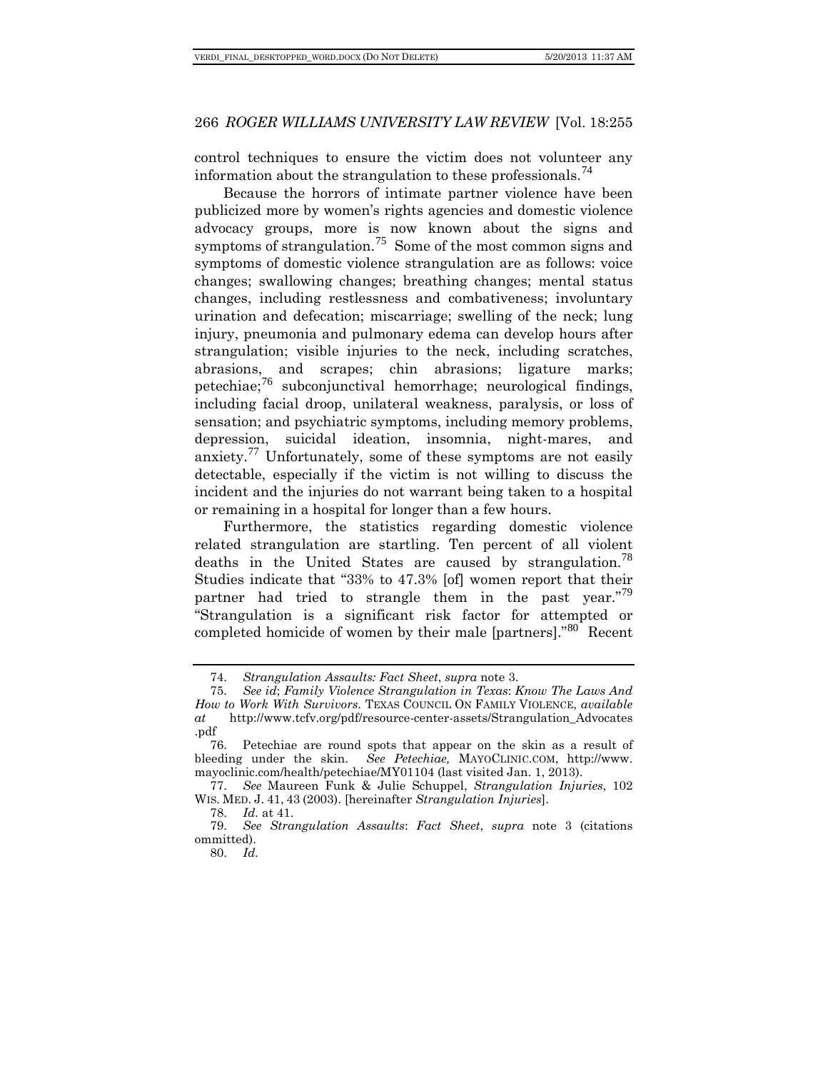control techniques to ensure the victim does not volunteer any information about the strangulation to these professionals.[74]

Because the horrors of intimate partner violence have been publicized more by women's rights agencies and domestic violence advocacy groups, more is now known about the signs and symptoms of strangulation.[75] Some of the most common signs and symptoms of domestic violence strangulation are as follows: voice changes; swallowing changes; breathing changes; mental status changes, including restlessness and combativeness; involuntary urination and defecation; miscarriage; swelling of the neck; lung injury, pneumonia and pulmonary edema can develop hours after strangulation; visible injuries to the neck, including scratches, abrasions, and scrapes; chin abrasions; ligature marks; petechiae;[76] subconjunctival hemorrhage; neurological findings, including facial droop, unilateral weakness, paralysis, or loss of sensation; and psychiatric symptoms, including memory problems, depression, suicidal ideation, insomnia, night-mares, and anxiety.[77] Unfortunately, some of these symptoms are not easily detectable, especially if the victim is not willing to discuss the incident and the injuries do not warrant being taken to a hospital or remaining in a hospital for longer than a few hours.

Furthermore, the statistics regarding domestic violence related strangulation are startling. Ten percent of all violent deaths in the United States are caused by strangulation.[78] Studies indicate that "33% to 47.3% [of] women report that their partner had tried to strangle them in the past year."[79] "Strangulation is a significant risk factor for attempted or completed homicide of women by their male [partners]."[80] Recent

---

74. *Strangulation Assaults: Fact Sheet*, *supra* note 3.

75. *See id*; *Family Violence Strangulation in Texas*: *Know The Laws And How to Work With Survivors*. TEXAS COUNCIL ON FAMILY VIOLENCE, *available at* http://www.tcfv.org/pdf/resource-center-assets/Strangulation_Advocates.pdf

76. Petechiae are round spots that appear on the skin as a result of bleeding under the skin. *See Petechiae,* MAYOCLINIC.COM, http://www.mayoclinic.com/health/petechiae/MY01104 (last visited Jan. 1, 2013).

77. *See* Maureen Funk & Julie Schuppel, *Strangulation Injuries*, 102 WIS. MED. J. 41, 43 (2003). [hereinafter *Strangulation Injuries*].

78. *Id.* at 41.

79. *See Strangulation Assaults*: *Fact Sheet*, *supra* note 3 (citations ommitted).

80. *Id.*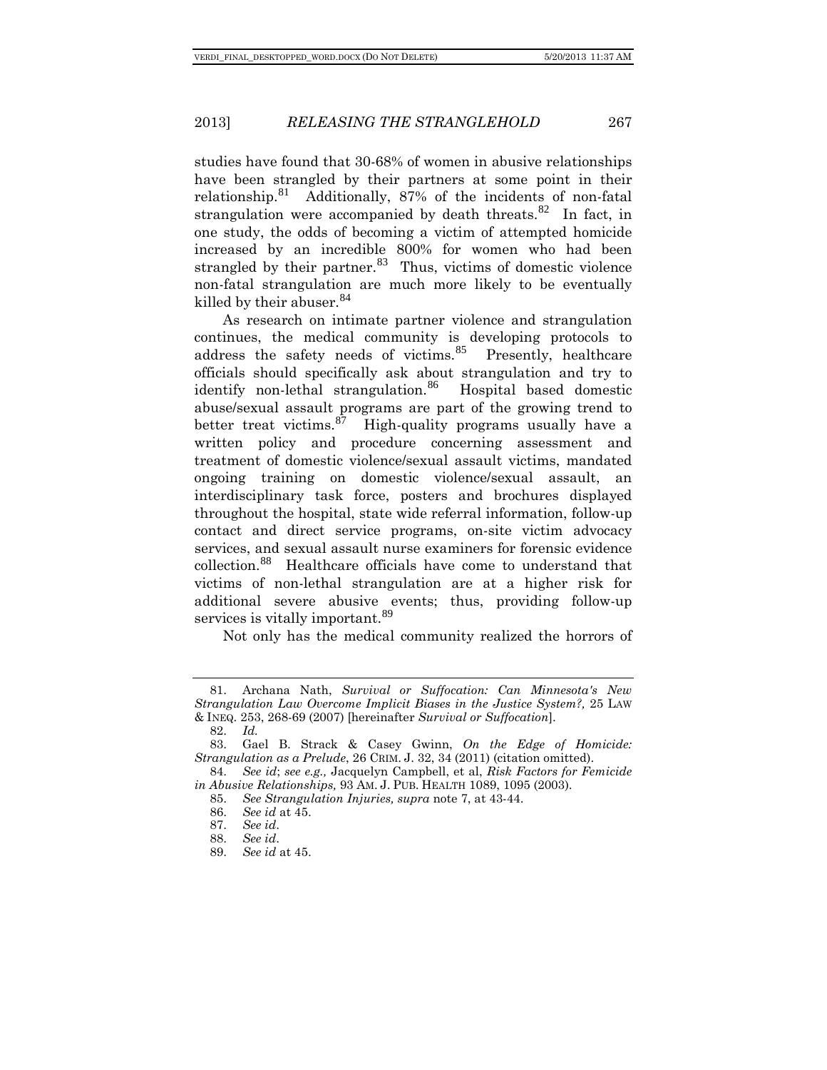studies have found that 30-68% of women in abusive relationships have been strangled by their partners at some point in their relationship.[81] Additionally, 87% of the incidents of non-fatal strangulation were accompanied by death threats.[82] In fact, in one study, the odds of becoming a victim of attempted homicide increased by an incredible 800% for women who had been strangled by their partner.[83] Thus, victims of domestic violence non-fatal strangulation are much more likely to be eventually killed by their abuser.[84]

As research on intimate partner violence and strangulation continues, the medical community is developing protocols to address the safety needs of victims.[85] Presently, healthcare officials should specifically ask about strangulation and try to identify non-lethal strangulation.[86] Hospital based domestic abuse/sexual assault programs are part of the growing trend to better treat victims.[87] High-quality programs usually have a written policy and procedure concerning assessment and treatment of domestic violence/sexual assault victims, mandated ongoing training on domestic violence/sexual assault, an interdisciplinary task force, posters and brochures displayed throughout the hospital, state wide referral information, follow-up contact and direct service programs, on-site victim advocacy services, and sexual assault nurse examiners for forensic evidence collection.[88] Healthcare officials have come to understand that victims of non-lethal strangulation are at a higher risk for additional severe abusive events; thus, providing follow-up services is vitally important.[89]

Not only has the medical community realized the horrors of

---

81. Archana Nath, *Survival or Suffocation: Can Minnesota's New Strangulation Law Overcome Implicit Biases in the Justice System?,* 25 LAW & INEQ. 253, 268-69 (2007) [hereinafter *Survival or Suffocation*].

82. *Id.*

83. Gael B. Strack & Casey Gwinn, *On the Edge of Homicide: Strangulation as a Prelude*, 26 CRIM. J. 32, 34 (2011) (citation omitted).

84. *See id*; *see e.g.,* Jacquelyn Campbell, et al, *Risk Factors for Femicide in Abusive Relationships,* 93 AM. J. PUB. HEALTH 1089, 1095 (2003).

85. *See Strangulation Injuries, supra* note 7, at 43-44.

86. *See id* at 45.

87. *See id*.

88. *See id*.

89. *See id* at 45.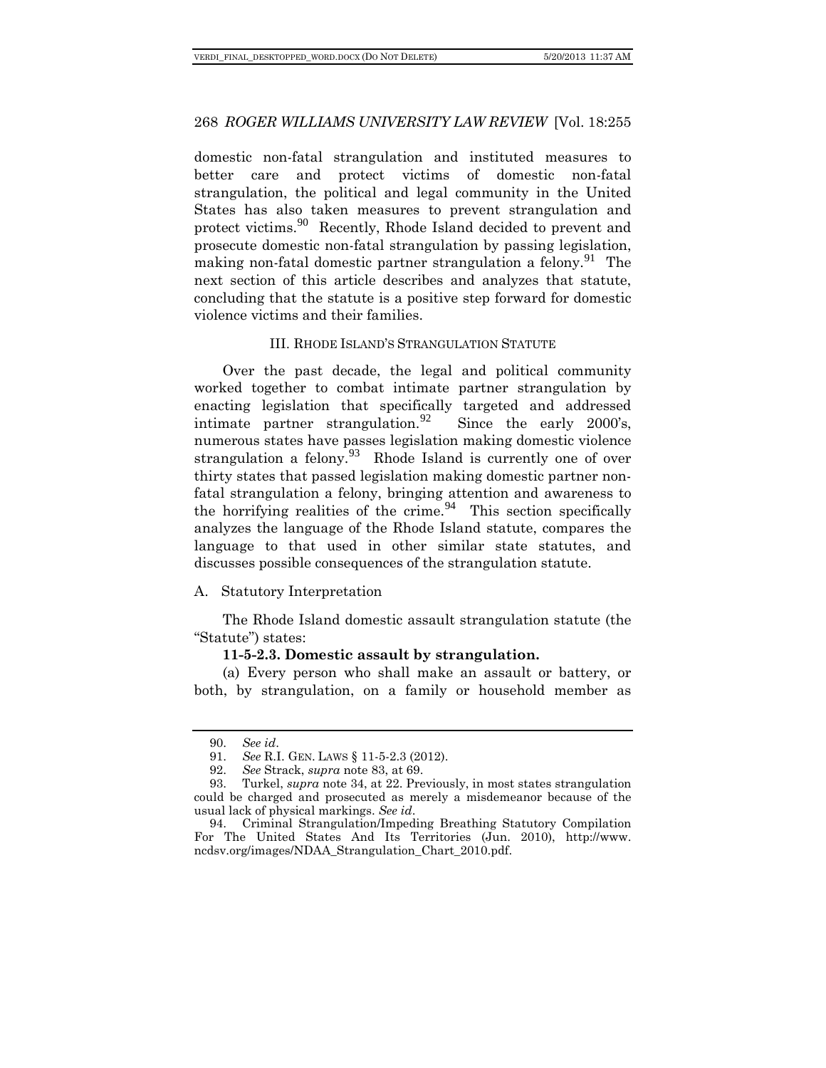domestic non-fatal strangulation and instituted measures to better care and protect victims of domestic non-fatal strangulation, the political and legal community in the United States has also taken measures to prevent strangulation and protect victims.[90] Recently, Rhode Island decided to prevent and prosecute domestic non-fatal strangulation by passing legislation, making non-fatal domestic partner strangulation a felony.[91] The next section of this article describes and analyzes that statute, concluding that the statute is a positive step forward for domestic violence victims and their families.

## III. RHODE ISLAND'S STRANGULATION STATUTE

Over the past decade, the legal and political community worked together to combat intimate partner strangulation by enacting legislation that specifically targeted and addressed intimate partner strangulation.[92] Since the early 2000's, numerous states have passes legislation making domestic violence strangulation a felony.[93] Rhode Island is currently one of over thirty states that passed legislation making domestic partner non-fatal strangulation a felony, bringing attention and awareness to the horrifying realities of the crime.[94] This section specifically analyzes the language of the Rhode Island statute, compares the language to that used in other similar state statutes, and discusses possible consequences of the strangulation statute.

### A. Statutory Interpretation

The Rhode Island domestic assault strangulation statute (the "Statute") states:

**11-5-2.3. Domestic assault by strangulation.**

(a) Every person who shall make an assault or battery, or both, by strangulation, on a family or household member as

---

90. *See id*.

91. *See* R.I. GEN. LAWS § 11-5-2.3 (2012).

92. *See* Strack, *supra* note 83, at 69.

93. Turkel, *supra* note 34, at 22. Previously, in most states strangulation could be charged and prosecuted as merely a misdemeanor because of the usual lack of physical markings. *See id*.

94. Criminal Strangulation/Impeding Breathing Statutory Compilation For The United States And Its Territories (Jun. 2010), http://www.ncdsv.org/images/NDAA_Strangulation_Chart_2010.pdf.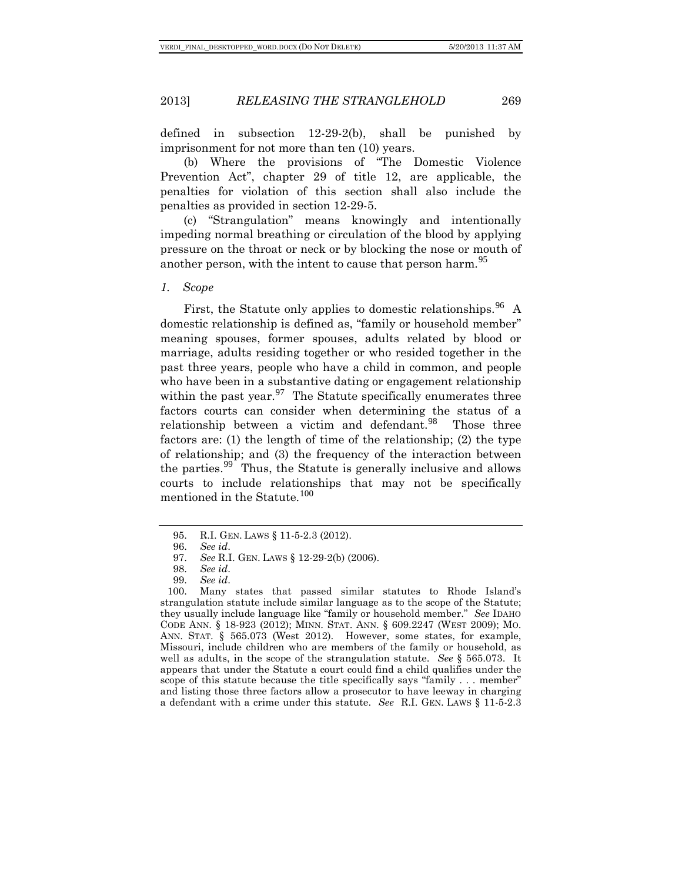defined in subsection 12-29-2(b), shall be punished by imprisonment for not more than ten (10) years.

(b) Where the provisions of "The Domestic Violence Prevention Act", chapter 29 of title 12, are applicable, the penalties for violation of this section shall also include the penalties as provided in section 12-29-5.

(c) "Strangulation" means knowingly and intentionally impeding normal breathing or circulation of the blood by applying pressure on the throat or neck or by blocking the nose or mouth of another person, with the intent to cause that person harm.[95]

*1. Scope*

First, the Statute only applies to domestic relationships.[96] A domestic relationship is defined as, "family or household member" meaning spouses, former spouses, adults related by blood or marriage, adults residing together or who resided together in the past three years, people who have a child in common, and people who have been in a substantive dating or engagement relationship within the past year.[97] The Statute specifically enumerates three factors courts can consider when determining the status of a relationship between a victim and defendant.[98] Those three factors are: (1) the length of time of the relationship; (2) the type of relationship; and (3) the frequency of the interaction between the parties.[99] Thus, the Statute is generally inclusive and allows courts to include relationships that may not be specifically mentioned in the Statute.[100]

---

95. R.I. GEN. LAWS § 11-5-2.3 (2012).

96. *See id.*

97. *See* R.I. GEN. LAWS § 12-29-2(b) (2006).

98. *See id.*

99. *See id.*

100. Many states that passed similar statutes to Rhode Island's strangulation statute include similar language as to the scope of the Statute; they usually include language like "family or household member." *See* IDAHO CODE ANN. § 18-923 (2012); MINN. STAT. ANN. § 609.2247 (WEST 2009); MO. ANN. STAT. § 565.073 (West 2012). However, some states, for example, Missouri, include children who are members of the family or household, as well as adults, in the scope of the strangulation statute. *See* § 565.073. It appears that under the Statute a court could find a child qualifies under the scope of this statute because the title specifically says "family . . . member" and listing those three factors allow a prosecutor to have leeway in charging a defendant with a crime under this statute. *See* R.I. GEN. LAWS § 11-5-2.3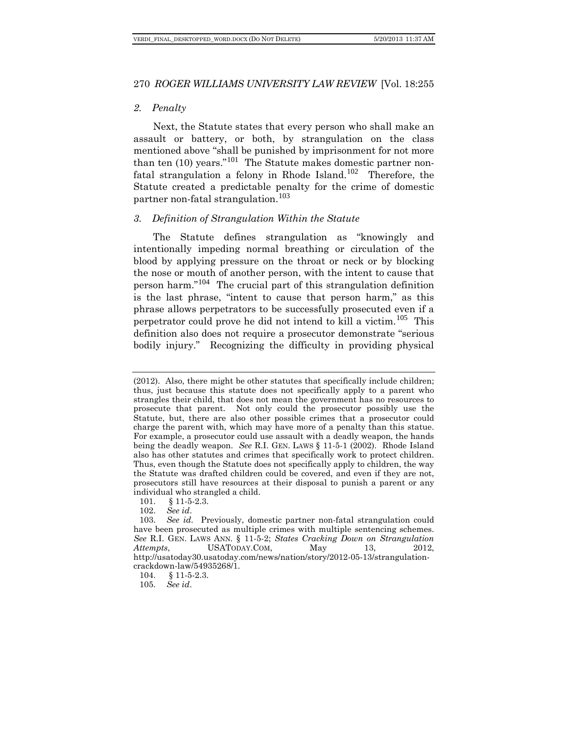### *2. Penalty*

Next, the Statute states that every person who shall make an assault or battery, or both, by strangulation on the class mentioned above "shall be punished by imprisonment for not more than ten (10) years."[101] The Statute makes domestic partner non-fatal strangulation a felony in Rhode Island.[102] Therefore, the Statute created a predictable penalty for the crime of domestic partner non-fatal strangulation.[103]

### *3. Definition of Strangulation Within the Statute*

The Statute defines strangulation as "knowingly and intentionally impeding normal breathing or circulation of the blood by applying pressure on the throat or neck or by blocking the nose or mouth of another person, with the intent to cause that person harm."[104] The crucial part of this strangulation definition is the last phrase, "intent to cause that person harm," as this phrase allows perpetrators to be successfully prosecuted even if a perpetrator could prove he did not intend to kill a victim.[105] This definition also does not require a prosecutor demonstrate "serious bodily injury." Recognizing the difficulty in providing physical

---

(2012). Also, there might be other statutes that specifically include children; thus, just because this statute does not specifically apply to a parent who strangles their child, that does not mean the government has no resources to prosecute that parent. Not only could the prosecutor possibly use the Statute, but, there are also other possible crimes that a prosecutor could charge the parent with, which may have more of a penalty than this statue. For example, a prosecutor could use assault with a deadly weapon, the hands being the deadly weapon. *See* R.I. GEN. LAWS § 11-5-1 (2002). Rhode Island also has other statutes and crimes that specifically work to protect children. Thus, even though the Statute does not specifically apply to children, the way the Statute was drafted children could be covered, and even if they are not, prosecutors still have resources at their disposal to punish a parent or any individual who strangled a child.

101. § 11-5-2.3.

102. *See id*.

103. *See id*. Previously, domestic partner non-fatal strangulation could have been prosecuted as multiple crimes with multiple sentencing schemes. *See* R.I. GEN. LAWS ANN. § 11-5-2; *States Cracking Down on Strangulation Attempts*, USATODAY.COM, May 13, 2012, http://usatoday30.usatoday.com/news/nation/story/2012-05-13/strangulation-crackdown-law/54935268/1.

104. § 11-5-2.3.

105. *See id*.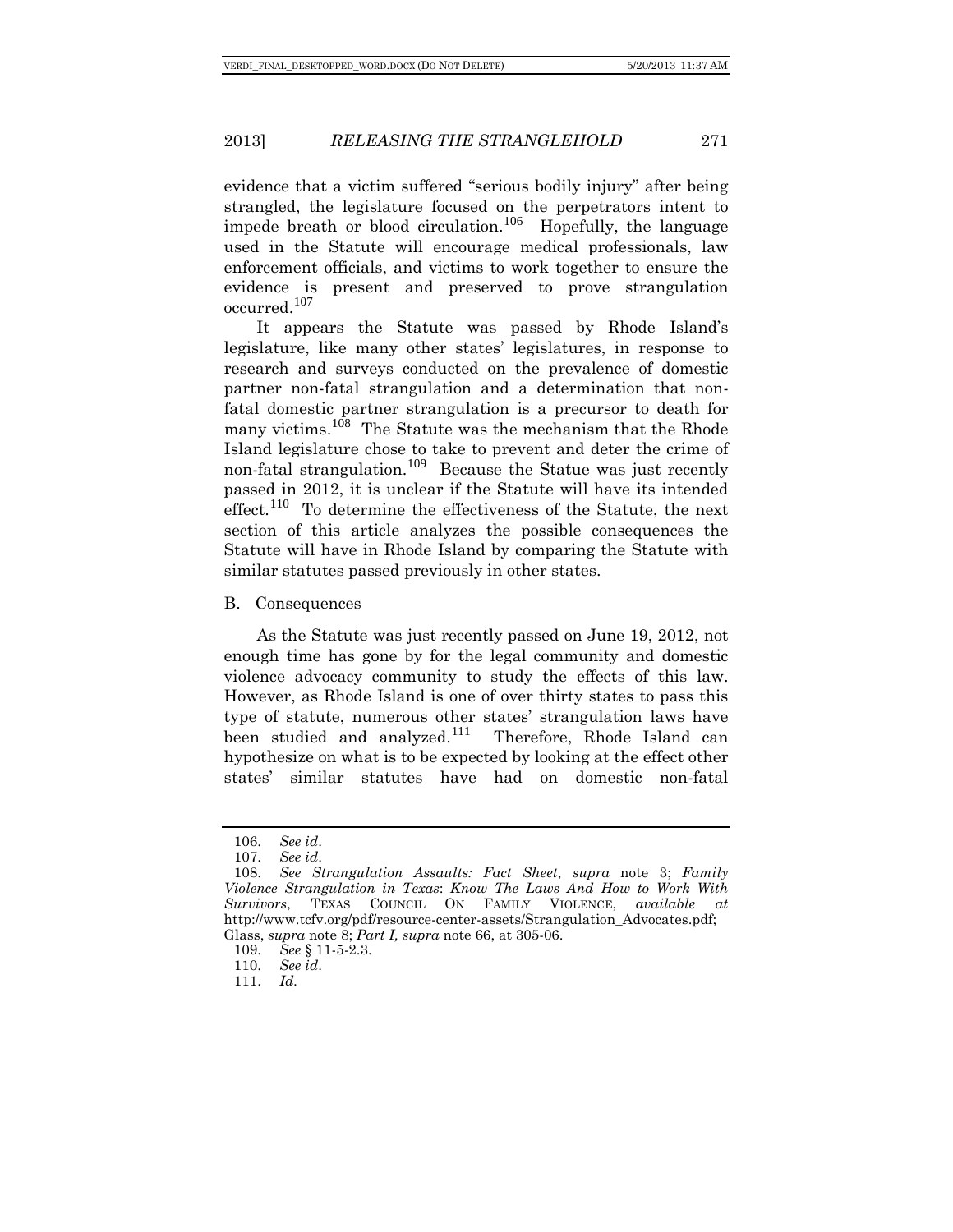evidence that a victim suffered "serious bodily injury" after being strangled, the legislature focused on the perpetrators intent to impede breath or blood circulation.[106] Hopefully, the language used in the Statute will encourage medical professionals, law enforcement officials, and victims to work together to ensure the evidence is present and preserved to prove strangulation occurred.[107]

It appears the Statute was passed by Rhode Island's legislature, like many other states' legislatures, in response to research and surveys conducted on the prevalence of domestic partner non-fatal strangulation and a determination that non-fatal domestic partner strangulation is a precursor to death for many victims.[108] The Statute was the mechanism that the Rhode Island legislature chose to take to prevent and deter the crime of non-fatal strangulation.[109] Because the Statue was just recently passed in 2012, it is unclear if the Statute will have its intended effect.[110] To determine the effectiveness of the Statute, the next section of this article analyzes the possible consequences the Statute will have in Rhode Island by comparing the Statute with similar statutes passed previously in other states.

### B. Consequences

As the Statute was just recently passed on June 19, 2012, not enough time has gone by for the legal community and domestic violence advocacy community to study the effects of this law. However, as Rhode Island is one of over thirty states to pass this type of statute, numerous other states' strangulation laws have been studied and analyzed.[111] Therefore, Rhode Island can hypothesize on what is to be expected by looking at the effect other states' similar statutes have had on domestic non-fatal

---

106. *See id*.

107. *See id*.

108. *See Strangulation Assaults: Fact Sheet*, *supra* note 3; *Family Violence Strangulation in Texas*: *Know The Laws And How to Work With Survivors*, TEXAS COUNCIL ON FAMILY VIOLENCE, *available at* http://www.tcfv.org/pdf/resource-center-assets/Strangulation_Advocates.pdf; Glass, *supra* note 8; *Part I, supra* note 66, at 305-06.

109. *See* § 11-5-2.3.

110. *See id*.

111. *Id.*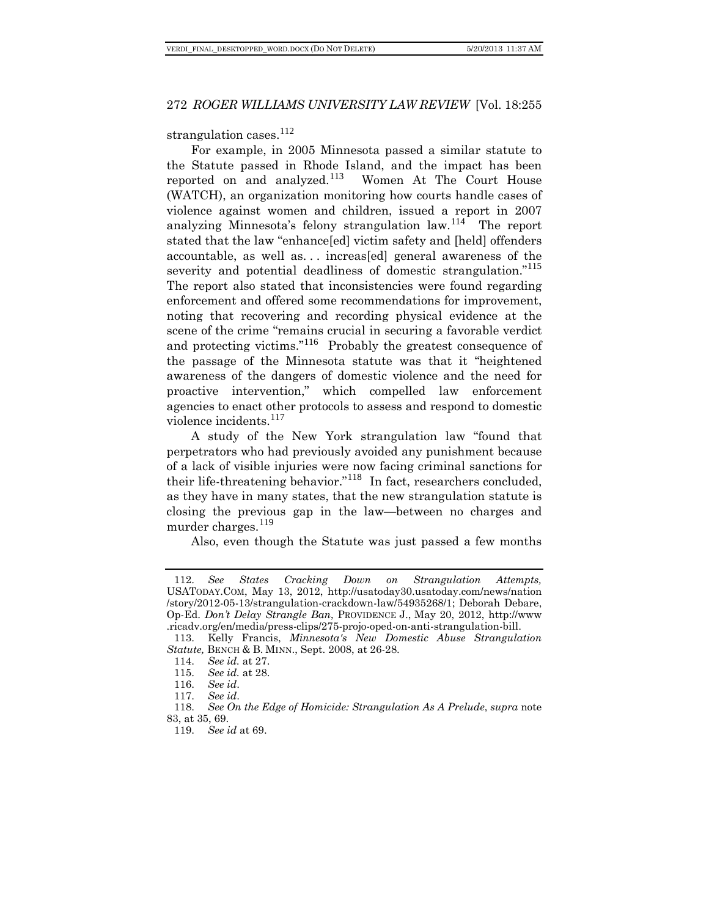strangulation cases.[112]

For example, in 2005 Minnesota passed a similar statute to the Statute passed in Rhode Island, and the impact has been reported on and analyzed.[113] Women At The Court House (WATCH), an organization monitoring how courts handle cases of violence against women and children, issued a report in 2007 analyzing Minnesota's felony strangulation law.[114] The report stated that the law "enhance[ed] victim safety and [held] offenders accountable, as well as. . . increas[ed] general awareness of the severity and potential deadliness of domestic strangulation."[115] The report also stated that inconsistencies were found regarding enforcement and offered some recommendations for improvement, noting that recovering and recording physical evidence at the scene of the crime "remains crucial in securing a favorable verdict and protecting victims."[116] Probably the greatest consequence of the passage of the Minnesota statute was that it "heightened awareness of the dangers of domestic violence and the need for proactive intervention," which compelled law enforcement agencies to enact other protocols to assess and respond to domestic violence incidents.[117]

A study of the New York strangulation law "found that perpetrators who had previously avoided any punishment because of a lack of visible injuries were now facing criminal sanctions for their life-threatening behavior."[118] In fact, researchers concluded, as they have in many states, that the new strangulation statute is closing the previous gap in the law—between no charges and murder charges.[119]

Also, even though the Statute was just passed a few months

---

112. *See States Cracking Down on Strangulation Attempts,* USATODAY.COM, May 13, 2012, http://usatoday30.usatoday.com/news/nation/story/2012-05-13/strangulation-crackdown-law/54935268/1; Deborah Debare, Op-Ed. *Don't Delay Strangle Ban*, PROVIDENCE J., May 20, 2012, http://www.ricadv.org/en/media/press-clips/275-projo-oped-on-anti-strangulation-bill.

113. Kelly Francis, *Minnesota's New Domestic Abuse Strangulation Statute,* BENCH & B. MINN., Sept. 2008, at 26-28.

114. *See id.* at 27.

115. *See id.* at 28.

116. *See id*.

117. *See id*.

118. *See On the Edge of Homicide: Strangulation As A Prelude*, *supra* note 83, at 35, 69.

119. *See id* at 69.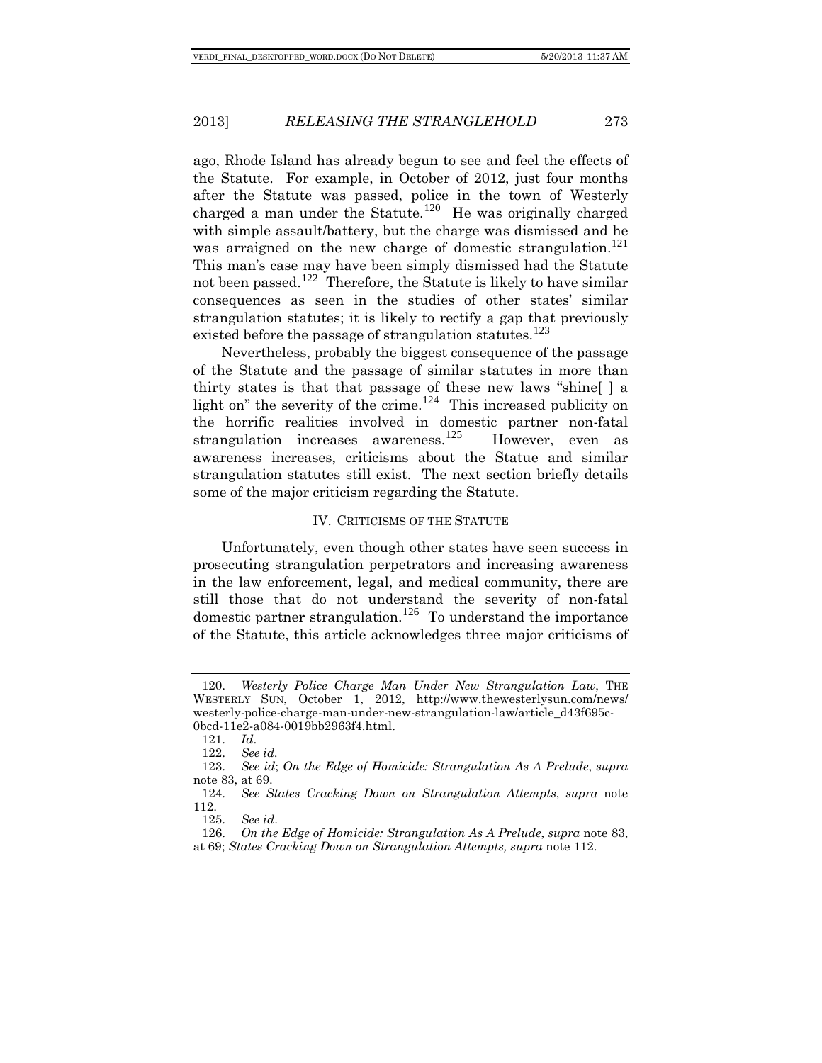ago, Rhode Island has already begun to see and feel the effects of the Statute. For example, in October of 2012, just four months after the Statute was passed, police in the town of Westerly charged a man under the Statute.[120] He was originally charged with simple assault/battery, but the charge was dismissed and he was arraigned on the new charge of domestic strangulation.[121] This man's case may have been simply dismissed had the Statute not been passed.[122] Therefore, the Statute is likely to have similar consequences as seen in the studies of other states' similar strangulation statutes; it is likely to rectify a gap that previously existed before the passage of strangulation statutes.[123]

Nevertheless, probably the biggest consequence of the passage of the Statute and the passage of similar statutes in more than thirty states is that that passage of these new laws "shine[ ] a light on" the severity of the crime.[124] This increased publicity on the horrific realities involved in domestic partner non-fatal strangulation increases awareness.[125] However, even as awareness increases, criticisms about the Statue and similar strangulation statutes still exist. The next section briefly details some of the major criticism regarding the Statute.

## IV. CRITICISMS OF THE STATUTE

Unfortunately, even though other states have seen success in prosecuting strangulation perpetrators and increasing awareness in the law enforcement, legal, and medical community, there are still those that do not understand the severity of non-fatal domestic partner strangulation.[126] To understand the importance of the Statute, this article acknowledges three major criticisms of

---

120. *Westerly Police Charge Man Under New Strangulation Law*, THE WESTERLY SUN, October 1, 2012, http://www.thewesterlysun.com/news/westerly-police-charge-man-under-new-strangulation-law/article_d43f695c-0bcd-11e2-a084-0019bb2963f4.html.

121. *Id*.

122. *See id*.

123. *See id*; *On the Edge of Homicide: Strangulation As A Prelude*, *supra* note 83, at 69.

124. *See States Cracking Down on Strangulation Attempts*, *supra* note 112.

125. *See id*.

126. *On the Edge of Homicide: Strangulation As A Prelude*, *supra* note 83, at 69; *States Cracking Down on Strangulation Attempts, supra* note 112.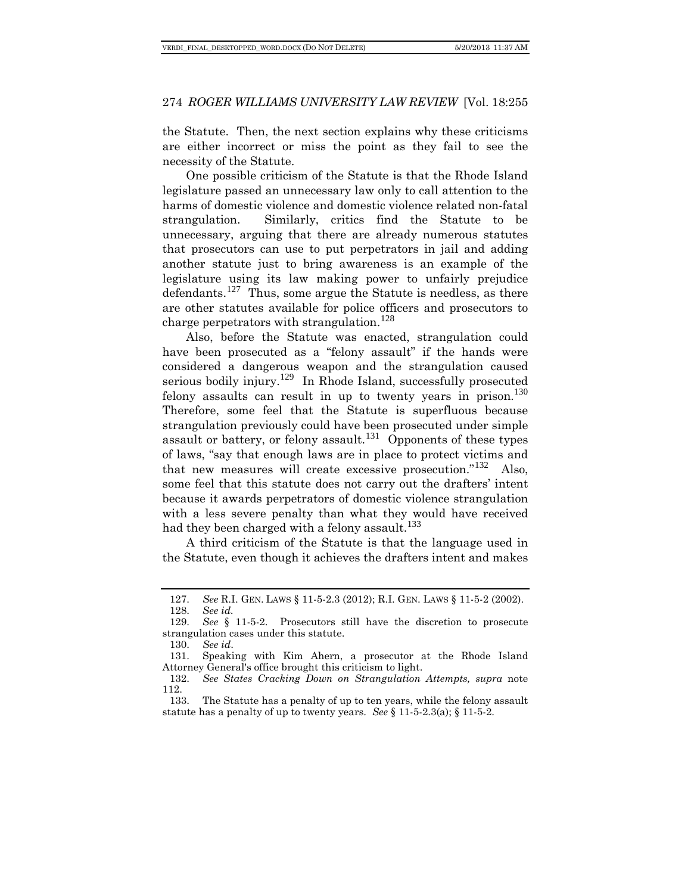the Statute. Then, the next section explains why these criticisms are either incorrect or miss the point as they fail to see the necessity of the Statute.

One possible criticism of the Statute is that the Rhode Island legislature passed an unnecessary law only to call attention to the harms of domestic violence and domestic violence related non-fatal strangulation. Similarly, critics find the Statute to be unnecessary, arguing that there are already numerous statutes that prosecutors can use to put perpetrators in jail and adding another statute just to bring awareness is an example of the legislature using its law making power to unfairly prejudice defendants.[127] Thus, some argue the Statute is needless, as there are other statutes available for police officers and prosecutors to charge perpetrators with strangulation.[128]

Also, before the Statute was enacted, strangulation could have been prosecuted as a "felony assault" if the hands were considered a dangerous weapon and the strangulation caused serious bodily injury.[129] In Rhode Island, successfully prosecuted felony assaults can result in up to twenty years in prison.[130] Therefore, some feel that the Statute is superfluous because strangulation previously could have been prosecuted under simple assault or battery, or felony assault.[131] Opponents of these types of laws, "say that enough laws are in place to protect victims and that new measures will create excessive prosecution."[132] Also, some feel that this statute does not carry out the drafters' intent because it awards perpetrators of domestic violence strangulation with a less severe penalty than what they would have received had they been charged with a felony assault.[133]

A third criticism of the Statute is that the language used in the Statute, even though it achieves the drafters intent and makes

---

127. *See* R.I. GEN. LAWS § 11-5-2.3 (2012); R.I. GEN. LAWS § 11-5-2 (2002).

128. *See id.*

129. *See* § 11-5-2. Prosecutors still have the discretion to prosecute strangulation cases under this statute.

130. *See id*.

131. Speaking with Kim Ahern, a prosecutor at the Rhode Island Attorney General's office brought this criticism to light.

132. *See States Cracking Down on Strangulation Attempts, supra* note 112.

133. The Statute has a penalty of up to ten years, while the felony assault statute has a penalty of up to twenty years. *See* § 11-5-2.3(a); § 11-5-2.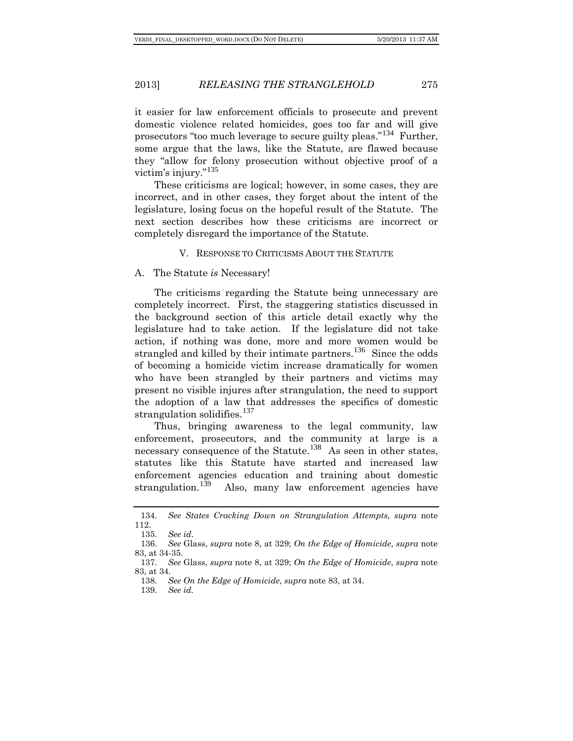it easier for law enforcement officials to prosecute and prevent domestic violence related homicides, goes too far and will give prosecutors "too much leverage to secure guilty pleas."[134] Further, some argue that the laws, like the Statute, are flawed because they "allow for felony prosecution without objective proof of a victim's injury."[135]

These criticisms are logical; however, in some cases, they are incorrect, and in other cases, they forget about the intent of the legislature, losing focus on the hopeful result of the Statute. The next section describes how these criticisms are incorrect or completely disregard the importance of the Statute.

## V. RESPONSE TO CRITICISMS ABOUT THE STATUTE

### A. The Statute *is* Necessary!

The criticisms regarding the Statute being unnecessary are completely incorrect. First, the staggering statistics discussed in the background section of this article detail exactly why the legislature had to take action. If the legislature did not take action, if nothing was done, more and more women would be strangled and killed by their intimate partners.[136] Since the odds of becoming a homicide victim increase dramatically for women who have been strangled by their partners and victims may present no visible injures after strangulation, the need to support the adoption of a law that addresses the specifics of domestic strangulation solidifies.[137]

Thus, bringing awareness to the legal community, law enforcement, prosecutors, and the community at large is a necessary consequence of the Statute.[138] As seen in other states, statutes like this Statute have started and increased law enforcement agencies education and training about domestic strangulation.[139] Also, many law enforcement agencies have

---

134. *See States Cracking Down on Strangulation Attempts, supra* note 112.

135. *See id*.

136. *See* Glass, *supra* note 8, at 329; *On the Edge of Homicide*, *supra* note 83, at 34-35.

137. *See* Glass, *supra* note 8, at 329; *On the Edge of Homicide*, *supra* note 83, at 34.

138. *See On the Edge of Homicide, supra* note 83, at 34.

139. *See id.*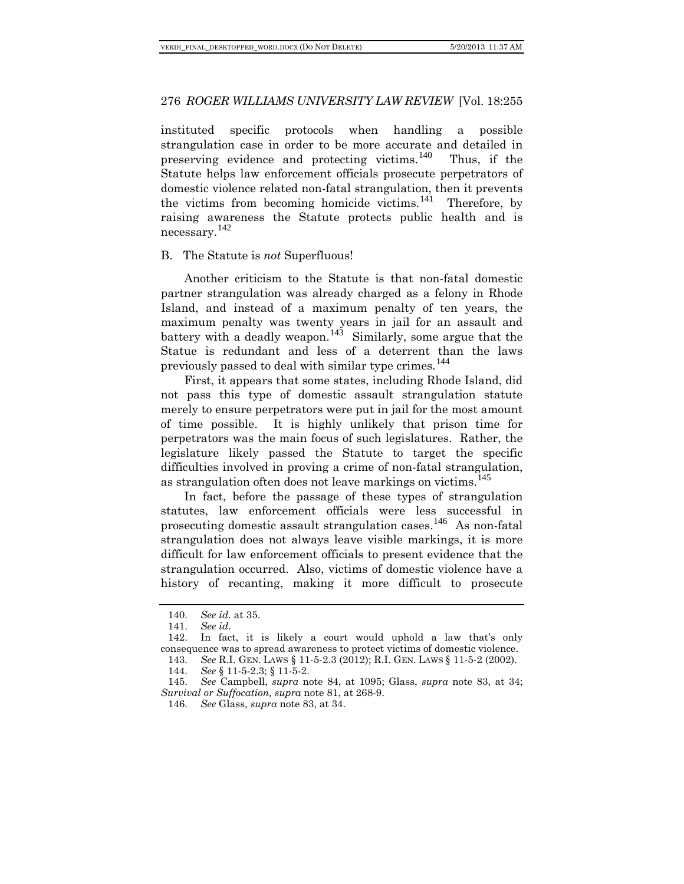instituted specific protocols when handling a possible strangulation case in order to be more accurate and detailed in preserving evidence and protecting victims.[140] Thus, if the Statute helps law enforcement officials prosecute perpetrators of domestic violence related non-fatal strangulation, then it prevents the victims from becoming homicide victims.[141] Therefore, by raising awareness the Statute protects public health and is necessary.[142]

## B. The Statute is *not* Superfluous!

Another criticism to the Statute is that non-fatal domestic partner strangulation was already charged as a felony in Rhode Island, and instead of a maximum penalty of ten years, the maximum penalty was twenty years in jail for an assault and battery with a deadly weapon.[143] Similarly, some argue that the Statue is redundant and less of a deterrent than the laws previously passed to deal with similar type crimes.[144]

First, it appears that some states, including Rhode Island, did not pass this type of domestic assault strangulation statute merely to ensure perpetrators were put in jail for the most amount of time possible. It is highly unlikely that prison time for perpetrators was the main focus of such legislatures. Rather, the legislature likely passed the Statute to target the specific difficulties involved in proving a crime of non-fatal strangulation, as strangulation often does not leave markings on victims.[145]

In fact, before the passage of these types of strangulation statutes, law enforcement officials were less successful in prosecuting domestic assault strangulation cases.[146] As non-fatal strangulation does not always leave visible markings, it is more difficult for law enforcement officials to present evidence that the strangulation occurred. Also, victims of domestic violence have a history of recanting, making it more difficult to prosecute

---

140. *See id.* at 35.

141. *See id*.

142. In fact, it is likely a court would uphold a law that's only consequence was to spread awareness to protect victims of domestic violence.

143. *See* R.I. GEN. LAWS § 11-5-2.3 (2012); R.I. GEN. LAWS § 11-5-2 (2002).

144. *See* § 11-5-2.3; § 11-5-2.

145. *See* Campbell, *supra* note 84, at 1095; Glass, *supra* note 83, at 34; *Survival or Suffocation, supra* note 81, at 268-9.

146. *See* Glass, *supra* note 83, at 34.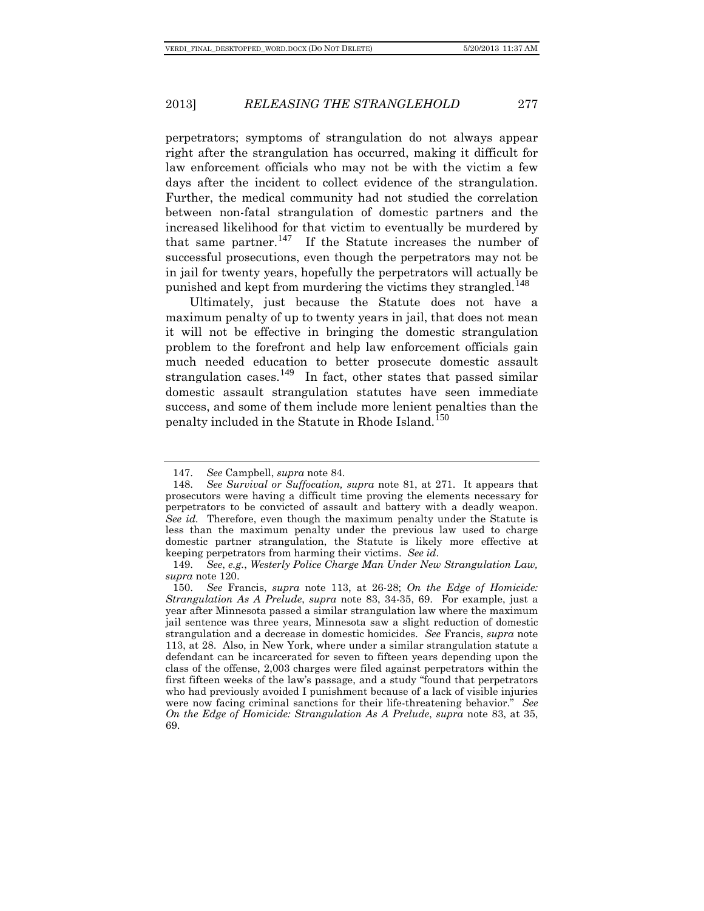perpetrators; symptoms of strangulation do not always appear right after the strangulation has occurred, making it difficult for law enforcement officials who may not be with the victim a few days after the incident to collect evidence of the strangulation. Further, the medical community had not studied the correlation between non-fatal strangulation of domestic partners and the increased likelihood for that victim to eventually be murdered by that same partner.[147] If the Statute increases the number of successful prosecutions, even though the perpetrators may not be in jail for twenty years, hopefully the perpetrators will actually be punished and kept from murdering the victims they strangled.[148]

Ultimately, just because the Statute does not have a maximum penalty of up to twenty years in jail, that does not mean it will not be effective in bringing the domestic strangulation problem to the forefront and help law enforcement officials gain much needed education to better prosecute domestic assault strangulation cases.[149] In fact, other states that passed similar domestic assault strangulation statutes have seen immediate success, and some of them include more lenient penalties than the penalty included in the Statute in Rhode Island.[150]

---

147. *See* Campbell, *supra* note 84.

148. *See Survival or Suffocation, supra* note 81, at 271. It appears that prosecutors were having a difficult time proving the elements necessary for perpetrators to be convicted of assault and battery with a deadly weapon. *See id.* Therefore, even though the maximum penalty under the Statute is less than the maximum penalty under the previous law used to charge domestic partner strangulation, the Statute is likely more effective at keeping perpetrators from harming their victims. *See id*.

149. *See*, *e.g.*, *Westerly Police Charge Man Under New Strangulation Law, supra* note 120.

150. *See* Francis, *supra* note 113, at 26-28; *On the Edge of Homicide: Strangulation As A Prelude*, *supra* note 83, 34-35, 69. For example, just a year after Minnesota passed a similar strangulation law where the maximum jail sentence was three years, Minnesota saw a slight reduction of domestic strangulation and a decrease in domestic homicides. *See* Francis, *supra* note 113, at 28. Also, in New York, where under a similar strangulation statute a defendant can be incarcerated for seven to fifteen years depending upon the class of the offense, 2,003 charges were filed against perpetrators within the first fifteen weeks of the law's passage, and a study "found that perpetrators who had previously avoided I punishment because of a lack of visible injuries were now facing criminal sanctions for their life-threatening behavior." *See On the Edge of Homicide: Strangulation As A Prelude*, *supra* note 83, at 35, 69.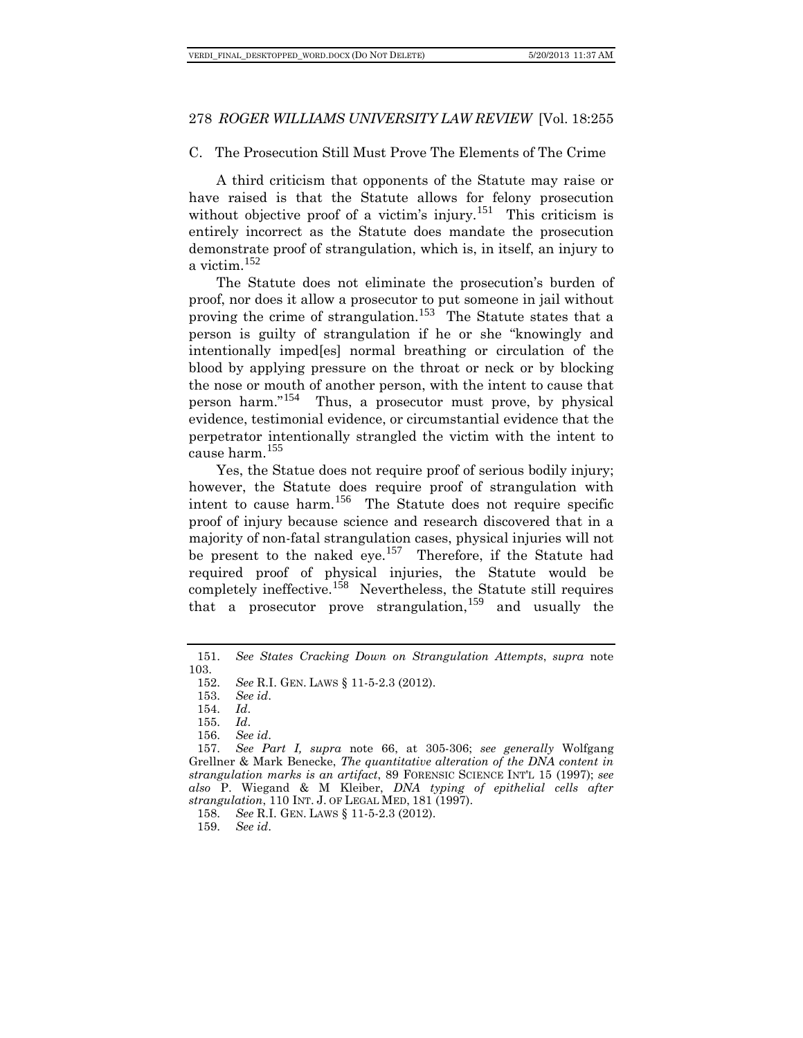### C. The Prosecution Still Must Prove The Elements of The Crime

A third criticism that opponents of the Statute may raise or have raised is that the Statute allows for felony prosecution without objective proof of a victim's injury.[151] This criticism is entirely incorrect as the Statute does mandate the prosecution demonstrate proof of strangulation, which is, in itself, an injury to a victim.[152]

The Statute does not eliminate the prosecution's burden of proof, nor does it allow a prosecutor to put someone in jail without proving the crime of strangulation.[153] The Statute states that a person is guilty of strangulation if he or she "knowingly and intentionally imped[es] normal breathing or circulation of the blood by applying pressure on the throat or neck or by blocking the nose or mouth of another person, with the intent to cause that person harm."[154] Thus, a prosecutor must prove, by physical evidence, testimonial evidence, or circumstantial evidence that the perpetrator intentionally strangled the victim with the intent to cause harm.[155]

Yes, the Statue does not require proof of serious bodily injury; however, the Statute does require proof of strangulation with intent to cause harm.[156] The Statute does not require specific proof of injury because science and research discovered that in a majority of non-fatal strangulation cases, physical injuries will not be present to the naked eye.[157] Therefore, if the Statute had required proof of physical injuries, the Statute would be completely ineffective.[158] Nevertheless, the Statute still requires that a prosecutor prove strangulation,[159] and usually the

---

151. *See States Cracking Down on Strangulation Attempts*, *supra* note 103.

152. *See* R.I. GEN. LAWS § 11-5-2.3 (2012).

153. *See id*.

154. *Id*.

155. *Id*.

156. *See id*.

157. *See Part I, supra* note 66, at 305-306; *see generally* Wolfgang Grellner & Mark Benecke, *The quantitative alteration of the DNA content in strangulation marks is an artifact*, 89 FORENSIC SCIENCE INT'L 15 (1997); *see also* P. Wiegand & M Kleiber, *DNA typing of epithelial cells after strangulation*, 110 INT. J. OF LEGAL MED, 181 (1997).

158. *See* R.I. GEN. LAWS § 11-5-2.3 (2012).

159. *See id*.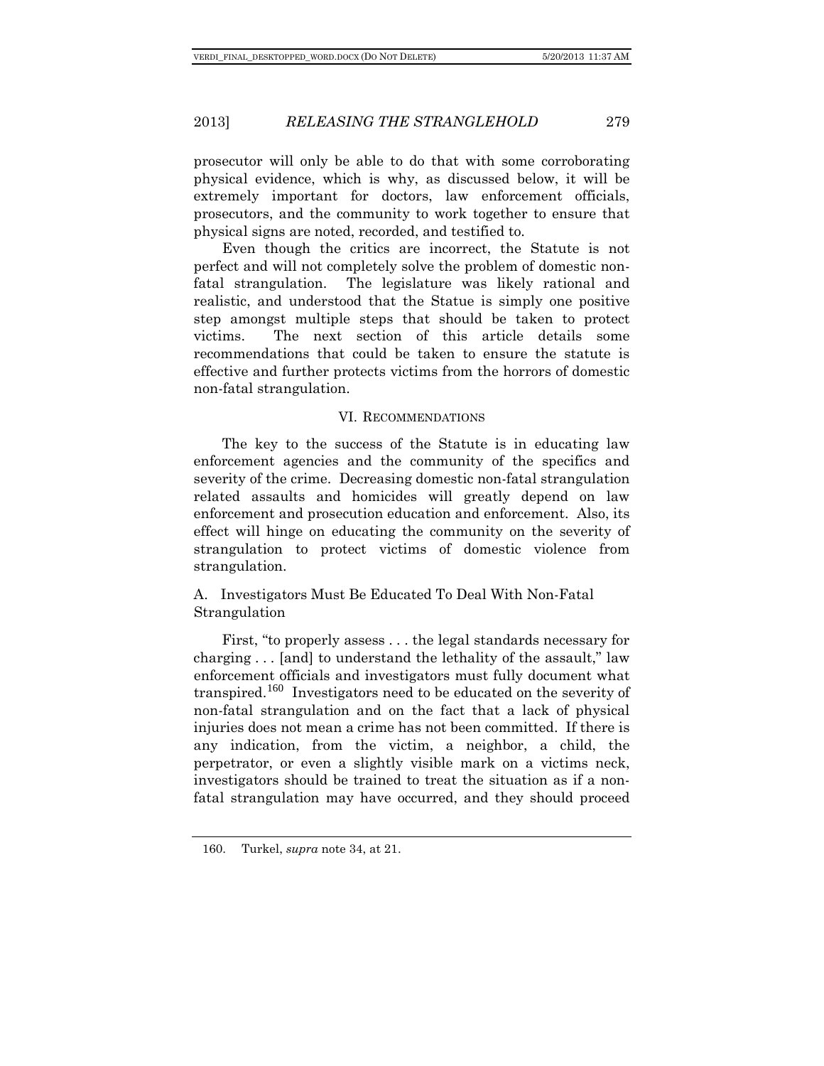prosecutor will only be able to do that with some corroborating physical evidence, which is why, as discussed below, it will be extremely important for doctors, law enforcement officials, prosecutors, and the community to work together to ensure that physical signs are noted, recorded, and testified to.

Even though the critics are incorrect, the Statute is not perfect and will not completely solve the problem of domestic non-fatal strangulation. The legislature was likely rational and realistic, and understood that the Statue is simply one positive step amongst multiple steps that should be taken to protect victims. The next section of this article details some recommendations that could be taken to ensure the statute is effective and further protects victims from the horrors of domestic non-fatal strangulation.

## VI. RECOMMENDATIONS

The key to the success of the Statute is in educating law enforcement agencies and the community of the specifics and severity of the crime. Decreasing domestic non-fatal strangulation related assaults and homicides will greatly depend on law enforcement and prosecution education and enforcement. Also, its effect will hinge on educating the community on the severity of strangulation to protect victims of domestic violence from strangulation.

### A. Investigators Must Be Educated To Deal With Non-Fatal Strangulation

First, "to properly assess . . . the legal standards necessary for charging . . . [and] to understand the lethality of the assault," law enforcement officials and investigators must fully document what transpired.[160] Investigators need to be educated on the severity of non-fatal strangulation and on the fact that a lack of physical injuries does not mean a crime has not been committed. If there is any indication, from the victim, a neighbor, a child, the perpetrator, or even a slightly visible mark on a victims neck, investigators should be trained to treat the situation as if a non-fatal strangulation may have occurred, and they should proceed

160. Turkel, *supra* note 34, at 21.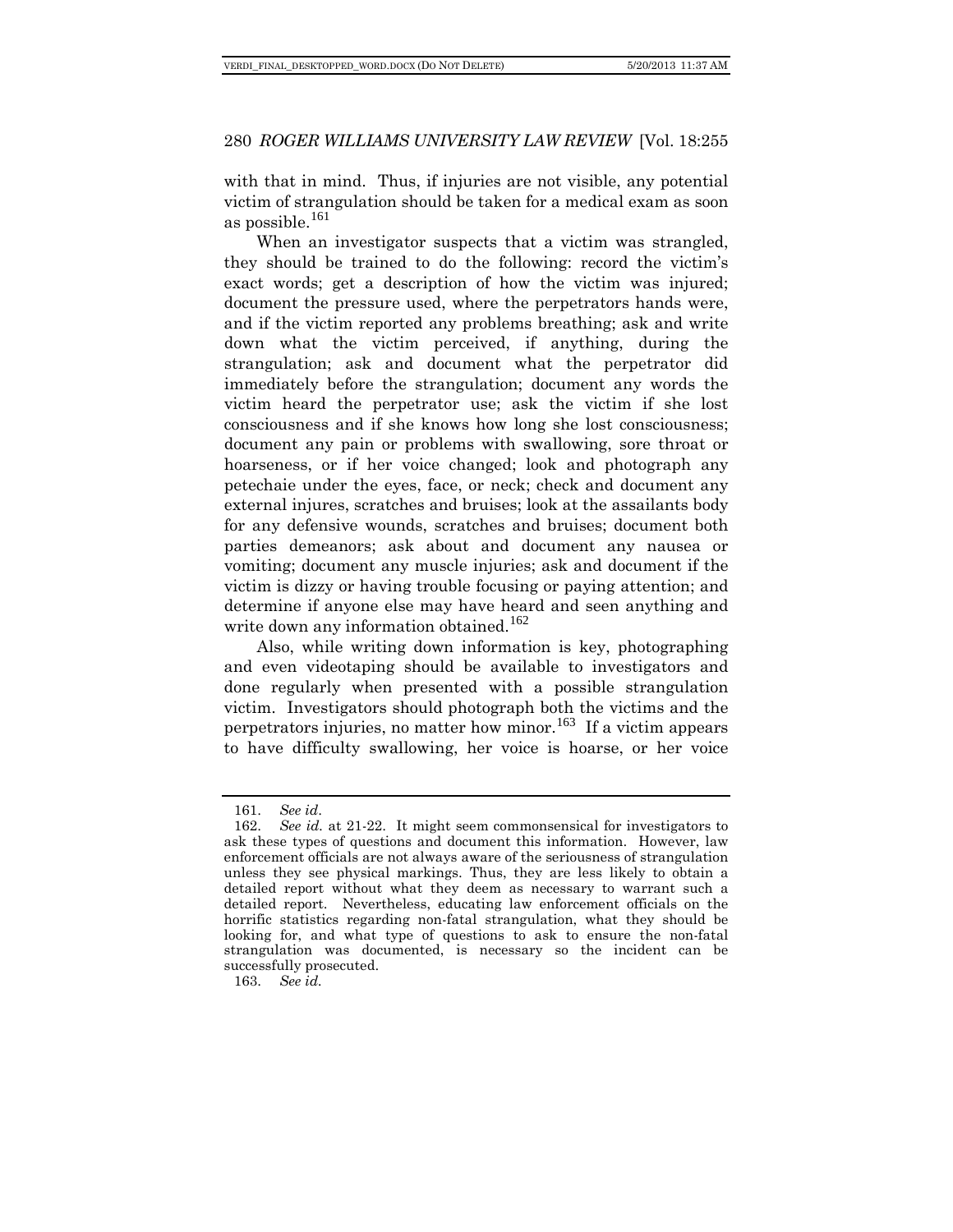with that in mind. Thus, if injuries are not visible, any potential victim of strangulation should be taken for a medical exam as soon as possible.[161]

When an investigator suspects that a victim was strangled, they should be trained to do the following: record the victim's exact words; get a description of how the victim was injured; document the pressure used, where the perpetrators hands were, and if the victim reported any problems breathing; ask and write down what the victim perceived, if anything, during the strangulation; ask and document what the perpetrator did immediately before the strangulation; document any words the victim heard the perpetrator use; ask the victim if she lost consciousness and if she knows how long she lost consciousness; document any pain or problems with swallowing, sore throat or hoarseness, or if her voice changed; look and photograph any petechaie under the eyes, face, or neck; check and document any external injures, scratches and bruises; look at the assailants body for any defensive wounds, scratches and bruises; document both parties demeanors; ask about and document any nausea or vomiting; document any muscle injuries; ask and document if the victim is dizzy or having trouble focusing or paying attention; and determine if anyone else may have heard and seen anything and write down any information obtained.[162]

Also, while writing down information is key, photographing and even videotaping should be available to investigators and done regularly when presented with a possible strangulation victim. Investigators should photograph both the victims and the perpetrators injuries, no matter how minor.[163] If a victim appears to have difficulty swallowing, her voice is hoarse, or her voice

---

161. *See id.*

162. *See id.* at 21-22. It might seem commonsensical for investigators to ask these types of questions and document this information. However, law enforcement officials are not always aware of the seriousness of strangulation unless they see physical markings. Thus, they are less likely to obtain a detailed report without what they deem as necessary to warrant such a detailed report. Nevertheless, educating law enforcement officials on the horrific statistics regarding non-fatal strangulation, what they should be looking for, and what type of questions to ask to ensure the non-fatal strangulation was documented, is necessary so the incident can be successfully prosecuted.

163. *See id.*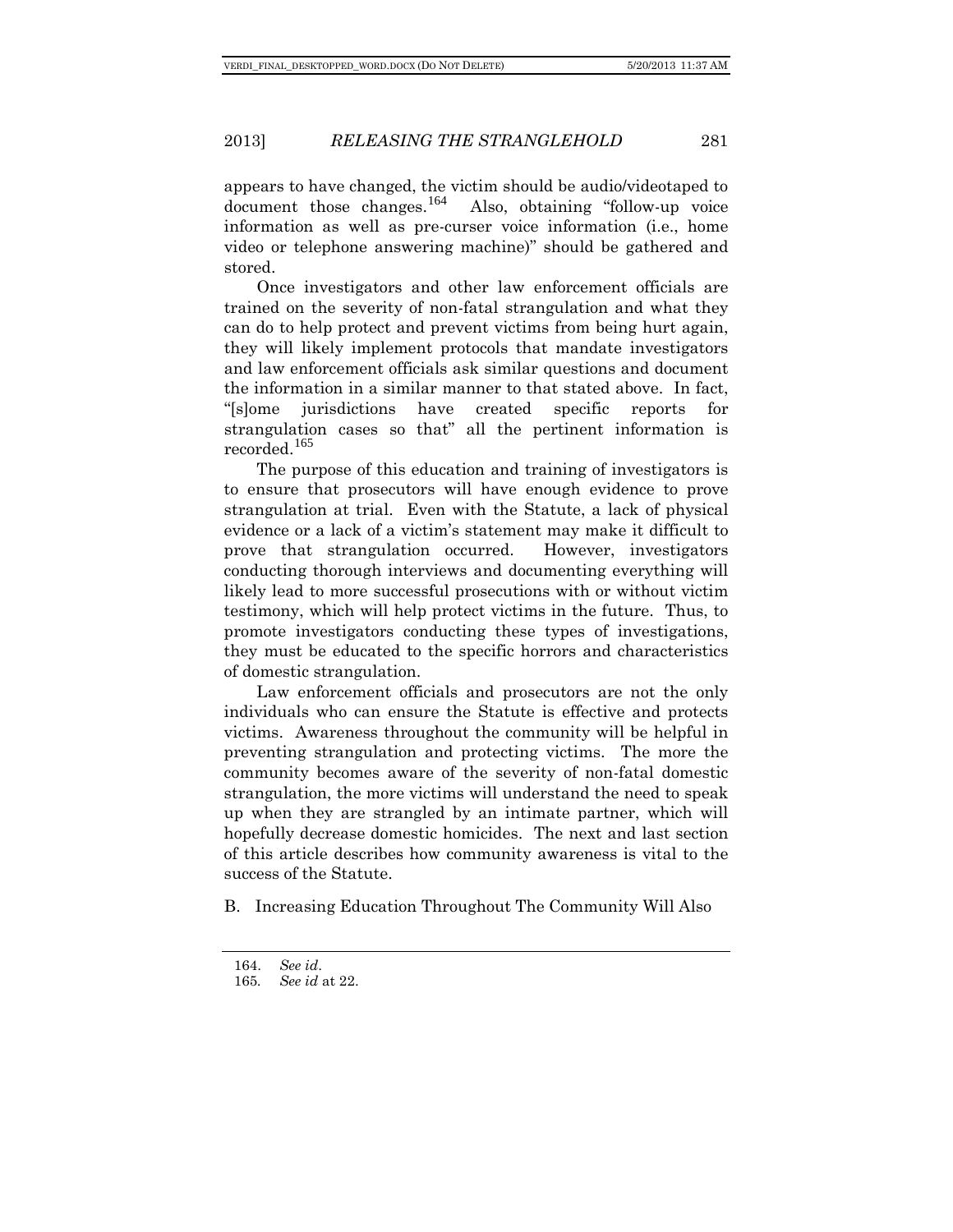appears to have changed, the victim should be audio/videotaped to document those changes.[164] Also, obtaining "follow-up voice information as well as pre-curser voice information (i.e., home video or telephone answering machine)" should be gathered and stored.

Once investigators and other law enforcement officials are trained on the severity of non-fatal strangulation and what they can do to help protect and prevent victims from being hurt again, they will likely implement protocols that mandate investigators and law enforcement officials ask similar questions and document the information in a similar manner to that stated above. In fact, "[s]ome jurisdictions have created specific reports for strangulation cases so that" all the pertinent information is recorded.[165]

The purpose of this education and training of investigators is to ensure that prosecutors will have enough evidence to prove strangulation at trial. Even with the Statute, a lack of physical evidence or a lack of a victim's statement may make it difficult to prove that strangulation occurred. However, investigators conducting thorough interviews and documenting everything will likely lead to more successful prosecutions with or without victim testimony, which will help protect victims in the future. Thus, to promote investigators conducting these types of investigations, they must be educated to the specific horrors and characteristics of domestic strangulation.

Law enforcement officials and prosecutors are not the only individuals who can ensure the Statute is effective and protects victims. Awareness throughout the community will be helpful in preventing strangulation and protecting victims. The more the community becomes aware of the severity of non-fatal domestic strangulation, the more victims will understand the need to speak up when they are strangled by an intimate partner, which will hopefully decrease domestic homicides. The next and last section of this article describes how community awareness is vital to the success of the Statute.

### B. Increasing Education Throughout The Community Will Also

164. *See id*.

165. *See id* at 22.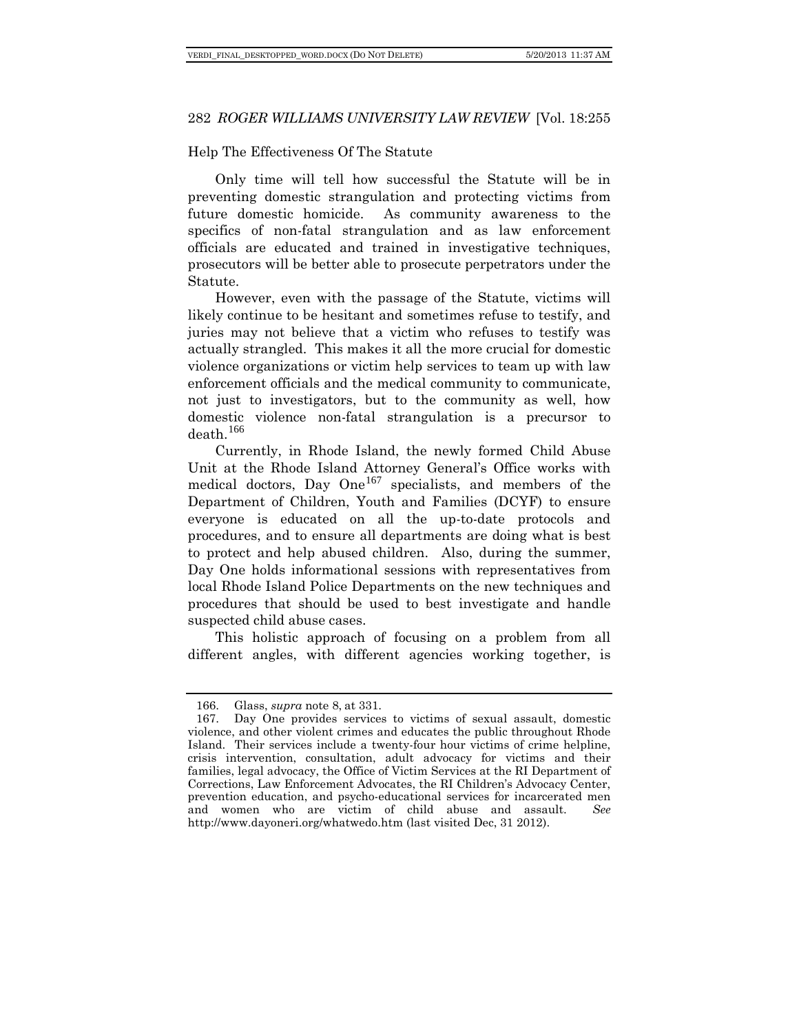Help The Effectiveness Of The Statute

Only time will tell how successful the Statute will be in preventing domestic strangulation and protecting victims from future domestic homicide. As community awareness to the specifics of non-fatal strangulation and as law enforcement officials are educated and trained in investigative techniques, prosecutors will be better able to prosecute perpetrators under the Statute.

However, even with the passage of the Statute, victims will likely continue to be hesitant and sometimes refuse to testify, and juries may not believe that a victim who refuses to testify was actually strangled. This makes it all the more crucial for domestic violence organizations or victim help services to team up with law enforcement officials and the medical community to communicate, not just to investigators, but to the community as well, how domestic violence non-fatal strangulation is a precursor to death.[166]

Currently, in Rhode Island, the newly formed Child Abuse Unit at the Rhode Island Attorney General's Office works with medical doctors, Day One[167] specialists, and members of the Department of Children, Youth and Families (DCYF) to ensure everyone is educated on all the up-to-date protocols and procedures, and to ensure all departments are doing what is best to protect and help abused children. Also, during the summer, Day One holds informational sessions with representatives from local Rhode Island Police Departments on the new techniques and procedures that should be used to best investigate and handle suspected child abuse cases.

This holistic approach of focusing on a problem from all different angles, with different agencies working together, is

---

166. Glass, *supra* note 8, at 331.

167. Day One provides services to victims of sexual assault, domestic violence, and other violent crimes and educates the public throughout Rhode Island. Their services include a twenty-four hour victims of crime helpline, crisis intervention, consultation, adult advocacy for victims and their families, legal advocacy, the Office of Victim Services at the RI Department of Corrections, Law Enforcement Advocates, the RI Children's Advocacy Center, prevention education, and psycho-educational services for incarcerated men and women who are victim of child abuse and assault. *See* http://www.dayoneri.org/whatwedo.htm (last visited Dec, 31 2012).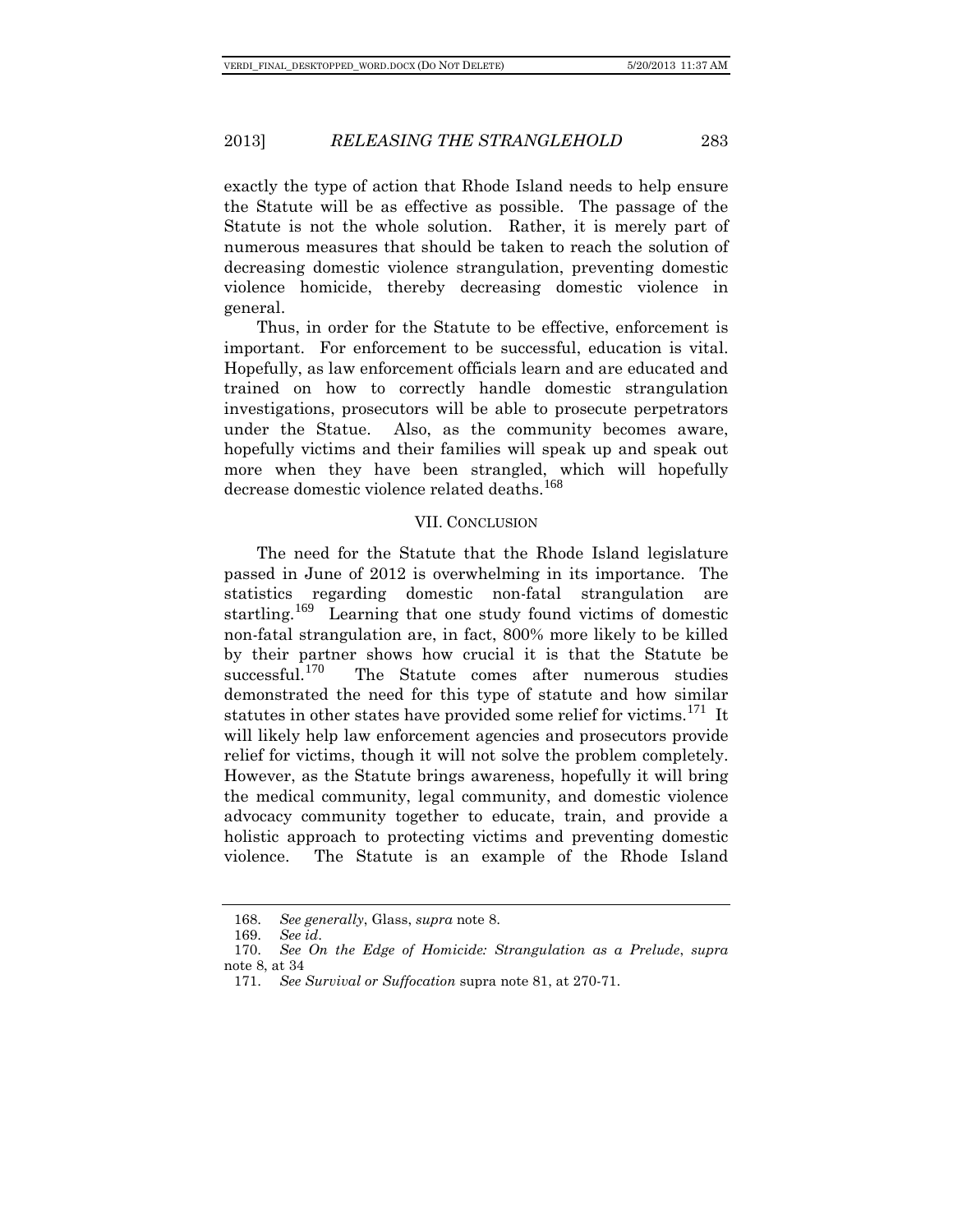exactly the type of action that Rhode Island needs to help ensure the Statute will be as effective as possible. The passage of the Statute is not the whole solution. Rather, it is merely part of numerous measures that should be taken to reach the solution of decreasing domestic violence strangulation, preventing domestic violence homicide, thereby decreasing domestic violence in general.

Thus, in order for the Statute to be effective, enforcement is important. For enforcement to be successful, education is vital. Hopefully, as law enforcement officials learn and are educated and trained on how to correctly handle domestic strangulation investigations, prosecutors will be able to prosecute perpetrators under the Statue. Also, as the community becomes aware, hopefully victims and their families will speak up and speak out more when they have been strangled, which will hopefully decrease domestic violence related deaths.[168]

## VII. CONCLUSION

The need for the Statute that the Rhode Island legislature passed in June of 2012 is overwhelming in its importance. The statistics regarding domestic non-fatal strangulation are startling.[169] Learning that one study found victims of domestic non-fatal strangulation are, in fact, 800% more likely to be killed by their partner shows how crucial it is that the Statute be successful.[170] The Statute comes after numerous studies demonstrated the need for this type of statute and how similar statutes in other states have provided some relief for victims.[171] It will likely help law enforcement agencies and prosecutors provide relief for victims, though it will not solve the problem completely. However, as the Statute brings awareness, hopefully it will bring the medical community, legal community, and domestic violence advocacy community together to educate, train, and provide a holistic approach to protecting victims and preventing domestic violence. The Statute is an example of the Rhode Island

---

168. *See generally*, Glass, *supra* note 8.

169. *See id*.

170. *See On the Edge of Homicide: Strangulation as a Prelude*, *supra* note 8, at 34

171. *See Survival or Suffocation* supra note 81, at 270-71.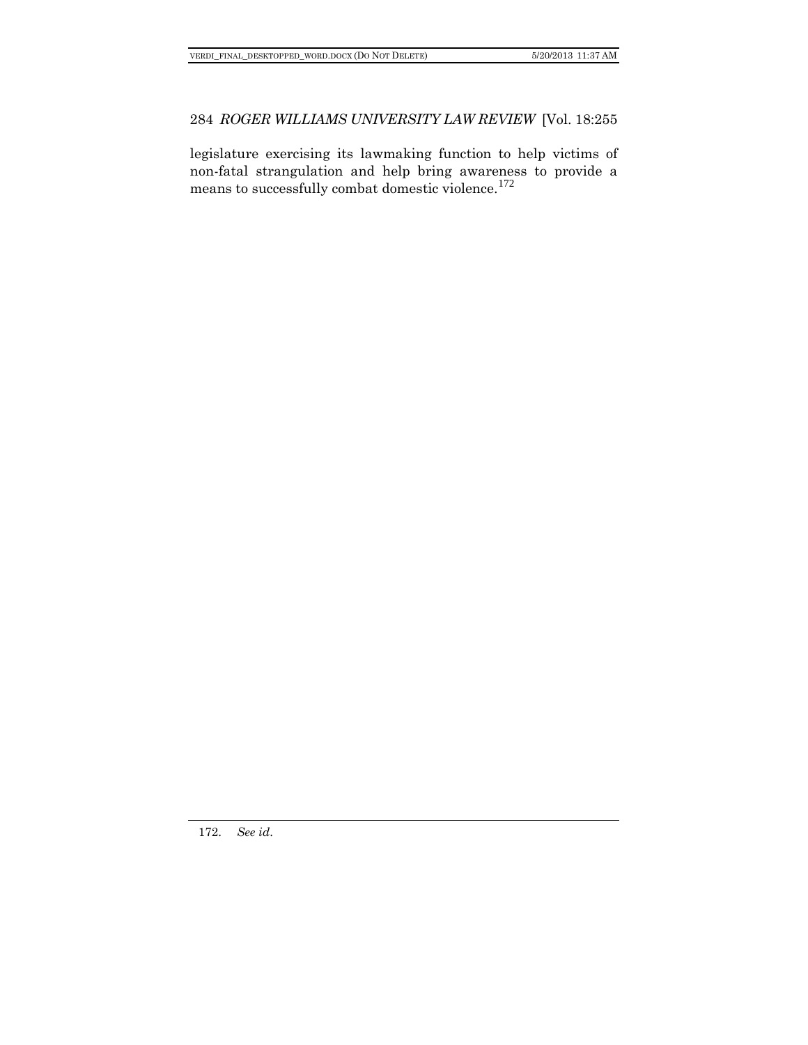legislature exercising its lawmaking function to help victims of non-fatal strangulation and help bring awareness to provide a means to successfully combat domestic violence.[172]

172. *See id*.